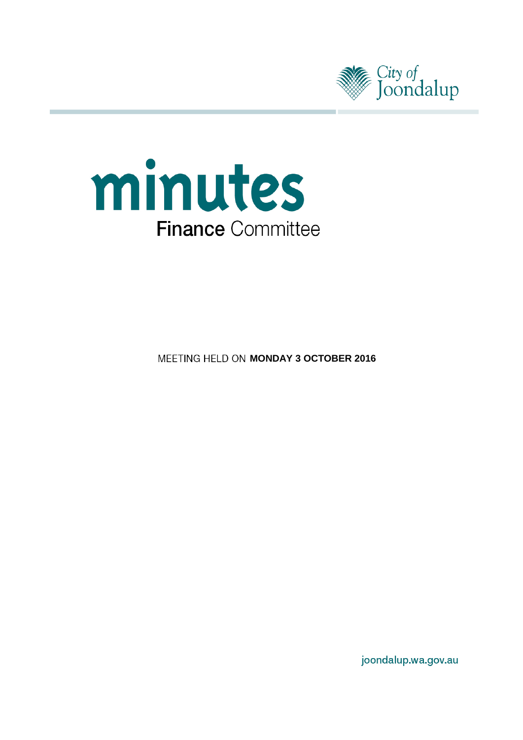City of Joondalup

# minutes

## Finance Committee

MEETING HELD ON **MONDAY 3 OCTOBER 2016**

joondalup.wa.gov.au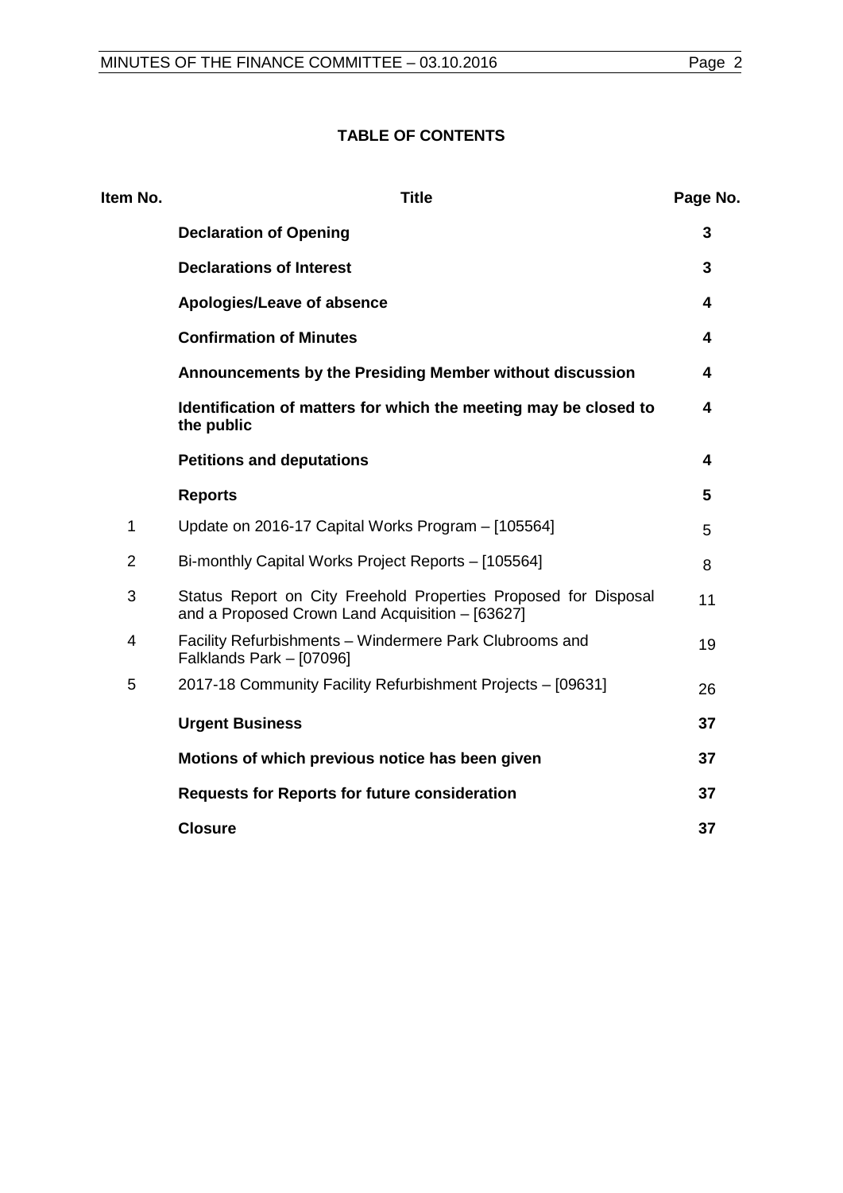## TABLE OF CONTENTS

| Item No. | Title | Page No. |
|---|---|---|
| | **Declaration of Opening** | **3** |
| | **Declarations of Interest** | **3** |
| | **Apologies/Leave of absence** | **4** |
| | **Confirmation of Minutes** | **4** |
| | **Announcements by the Presiding Member without discussion** | **4** |
| | **Identification of matters for which the meeting may be closed to the public** | **4** |
| | **Petitions and deputations** | **4** |
| | **Reports** | **5** |
| 1 | Update on 2016-17 Capital Works Program – [105564] | 5 |
| 2 | Bi-monthly Capital Works Project Reports – [105564] | 8 |
| 3 | Status Report on City Freehold Properties Proposed for Disposal and a Proposed Crown Land Acquisition – [63627] | 11 |
| 4 | Facility Refurbishments – Windermere Park Clubrooms and Falklands Park – [07096] | 19 |
| 5 | 2017-18 Community Facility Refurbishment Projects – [09631] | 26 |
| | **Urgent Business** | **37** |
| | **Motions of which previous notice has been given** | **37** |
| | **Requests for Reports for future consideration** | **37** |
| | **Closure** | **37** |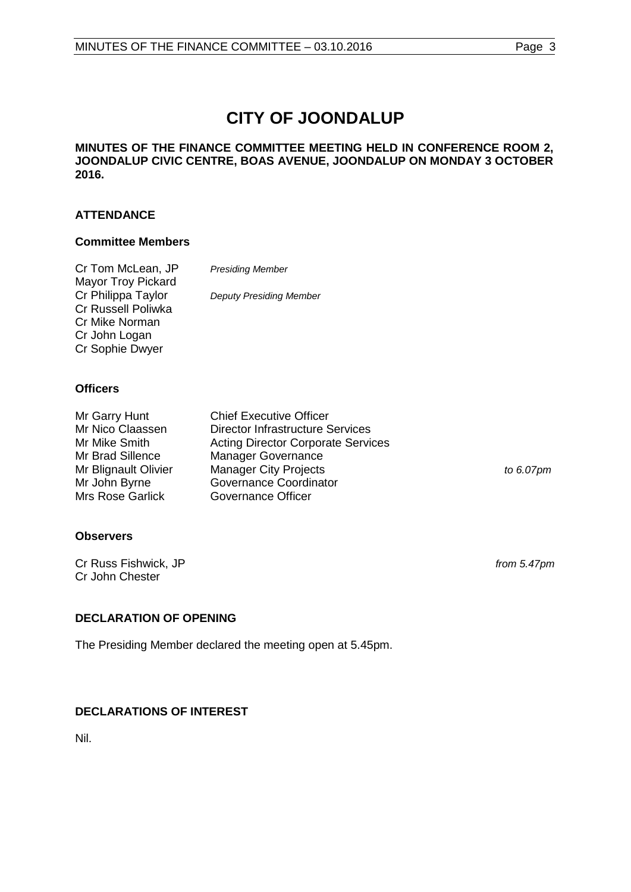# CITY OF JOONDALUP

**MINUTES OF THE FINANCE COMMITTEE MEETING HELD IN CONFERENCE ROOM 2, JOONDALUP CIVIC CENTRE, BOAS AVENUE, JOONDALUP ON MONDAY 3 OCTOBER 2016.**

## ATTENDANCE

### Committee Members

| | | |
|---|---|---|
| Cr Tom McLean, JP | *Presiding Member* | |
| Mayor Troy Pickard | | |
| Cr Philippa Taylor | *Deputy Presiding Member* | |
| Cr Russell Poliwka | | |
| Cr Mike Norman | | |
| Cr John Logan | | |
| Cr Sophie Dwyer | | |

### Officers

| | | |
|---|---|---|
| Mr Garry Hunt | Chief Executive Officer | |
| Mr Nico Claassen | Director Infrastructure Services | |
| Mr Mike Smith | Acting Director Corporate Services | |
| Mr Brad Sillence | Manager Governance | |
| Mr Blignault Olivier | Manager City Projects | *to 6.07pm* |
| Mr John Byrne | Governance Coordinator | |
| Mrs Rose Garlick | Governance Officer | |

### Observers

| | |
|---|---|
| Cr Russ Fishwick, JP | *from 5.47pm* |
| Cr John Chester | |

## DECLARATION OF OPENING

The Presiding Member declared the meeting open at 5.45pm.

## DECLARATIONS OF INTEREST

Nil.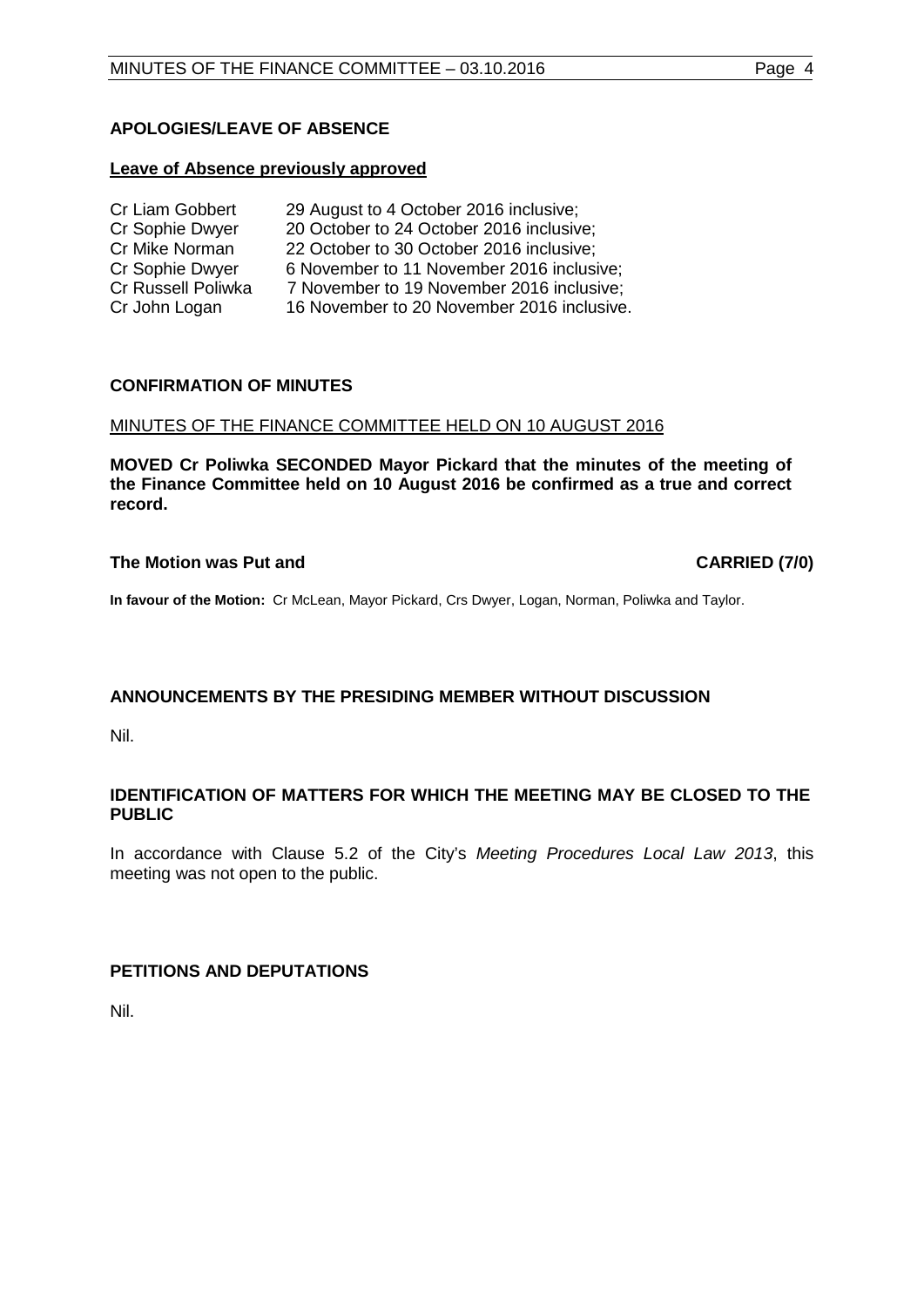## APOLOGIES/LEAVE OF ABSENCE

**Leave of Absence previously approved**

| | |
|---|---|
| Cr Liam Gobbert | 29 August to 4 October 2016 inclusive; |
| Cr Sophie Dwyer | 20 October to 24 October 2016 inclusive; |
| Cr Mike Norman | 22 October to 30 October 2016 inclusive; |
| Cr Sophie Dwyer | 6 November to 11 November 2016 inclusive; |
| Cr Russell Poliwka | 7 November to 19 November 2016 inclusive; |
| Cr John Logan | 16 November to 20 November 2016 inclusive. |

## CONFIRMATION OF MINUTES

MINUTES OF THE FINANCE COMMITTEE HELD ON 10 AUGUST 2016

**MOVED Cr Poliwka SECONDED Mayor Pickard that the minutes of the meeting of the Finance Committee held on 10 August 2016 be confirmed as a true and correct record.**

**The Motion was Put and CARRIED (7/0)**

**In favour of the Motion:** Cr McLean, Mayor Pickard, Crs Dwyer, Logan, Norman, Poliwka and Taylor.

## ANNOUNCEMENTS BY THE PRESIDING MEMBER WITHOUT DISCUSSION

Nil.

## IDENTIFICATION OF MATTERS FOR WHICH THE MEETING MAY BE CLOSED TO THE PUBLIC

In accordance with Clause 5.2 of the City's *Meeting Procedures Local Law 2013*, this meeting was not open to the public.

## PETITIONS AND DEPUTATIONS

Nil.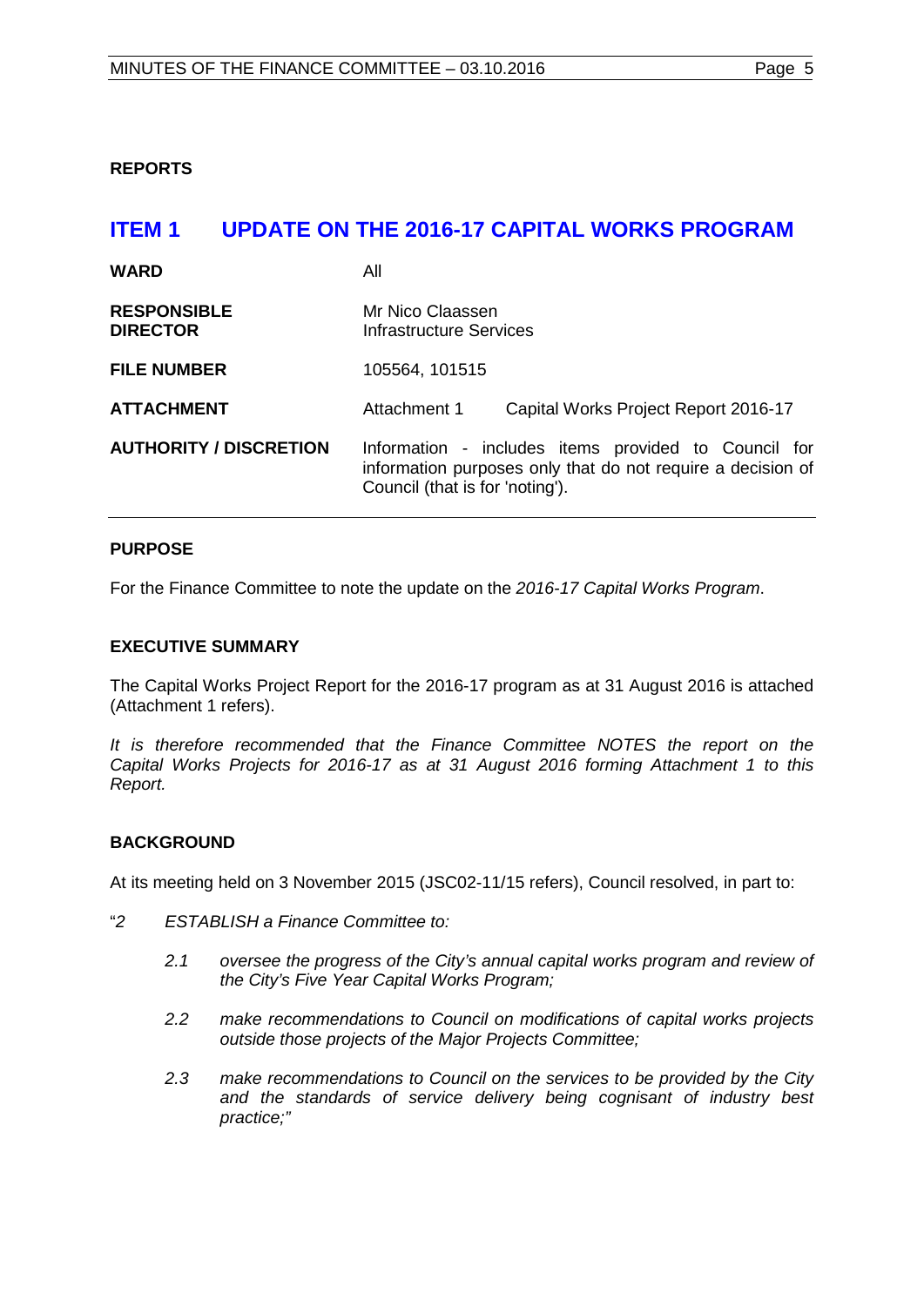**REPORTS**

# ITEM 1 UPDATE ON THE 2016-17 CAPITAL WORKS PROGRAM

| | | |
|---|---|---|
| **WARD** | All | |
| **RESPONSIBLE DIRECTOR** | Mr Nico Claassen<br>Infrastructure Services | |
| **FILE NUMBER** | 105564, 101515 | |
| **ATTACHMENT** | Attachment 1 | Capital Works Project Report 2016-17 |
| **AUTHORITY / DISCRETION** | Information - includes items provided to Council for information purposes only that do not require a decision of Council (that is for 'noting'). | |

## PURPOSE

For the Finance Committee to note the update on the *2016-17 Capital Works Program*.

## EXECUTIVE SUMMARY

The Capital Works Project Report for the 2016-17 program as at 31 August 2016 is attached (Attachment 1 refers).

*It is therefore recommended that the Finance Committee NOTES the report on the Capital Works Projects for 2016-17 as at 31 August 2016 forming Attachment 1 to this Report.*

## BACKGROUND

At its meeting held on 3 November 2015 (JSC02-11/15 refers), Council resolved, in part to:

"*2 ESTABLISH a Finance Committee to:*

*2.1 oversee the progress of the City's annual capital works program and review of the City's Five Year Capital Works Program;*

*2.2 make recommendations to Council on modifications of capital works projects outside those projects of the Major Projects Committee;*

*2.3 make recommendations to Council on the services to be provided by the City and the standards of service delivery being cognisant of industry best practice;"*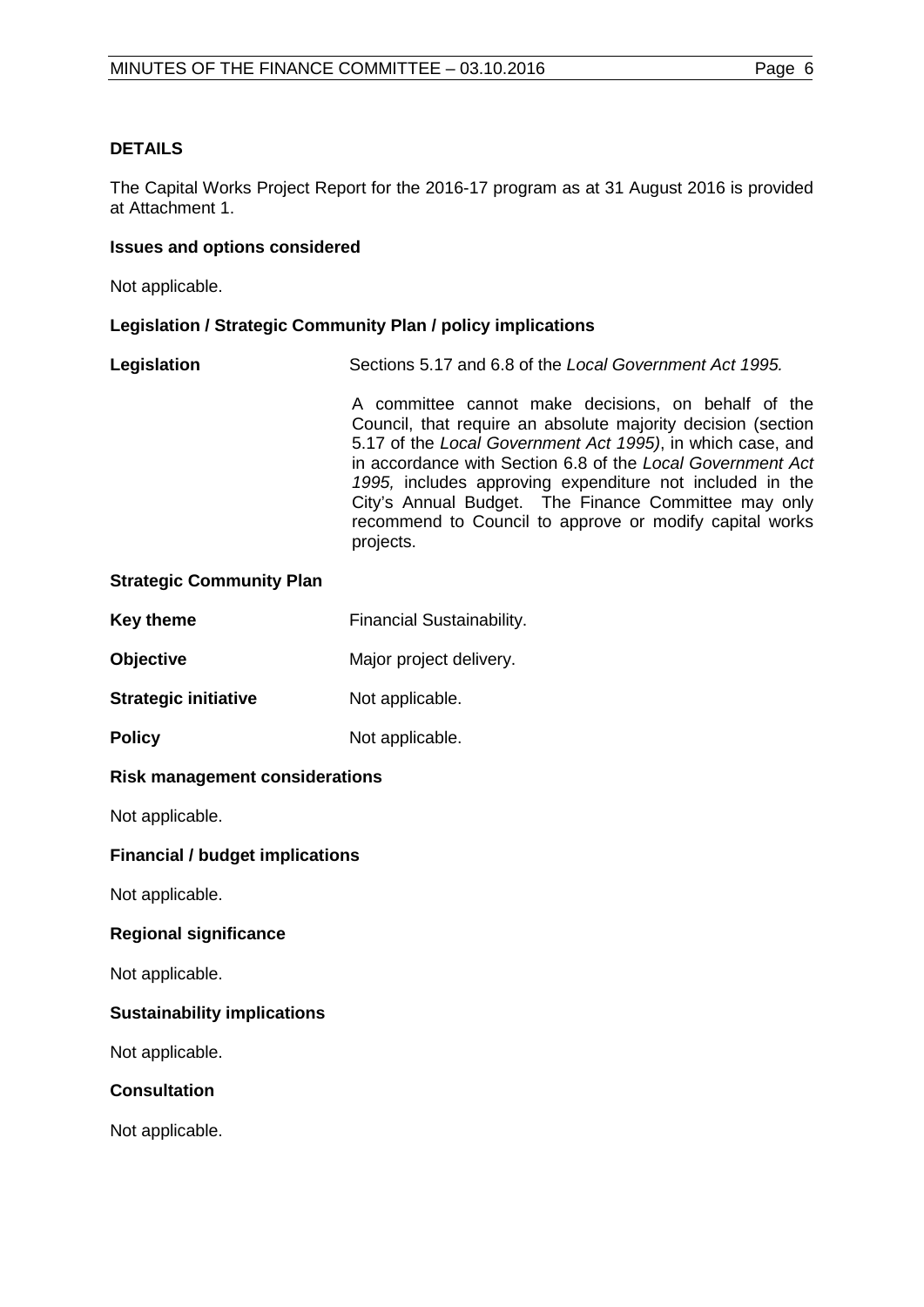**DETAILS**

The Capital Works Project Report for the 2016-17 program as at 31 August 2016 is provided at Attachment 1.

**Issues and options considered**

Not applicable.

**Legislation / Strategic Community Plan / policy implications**

**Legislation** Sections 5.17 and 6.8 of the *Local Government Act 1995.*

A committee cannot make decisions, on behalf of the Council, that require an absolute majority decision (section 5.17 of the *Local Government Act 1995)*, in which case, and in accordance with Section 6.8 of the *Local Government Act 1995,* includes approving expenditure not included in the City's Annual Budget. The Finance Committee may only recommend to Council to approve or modify capital works projects.

**Strategic Community Plan**

**Key theme** Financial Sustainability.

**Objective** Major project delivery.

**Strategic initiative** Not applicable.

**Policy** Not applicable.

**Risk management considerations**

Not applicable.

**Financial / budget implications**

Not applicable.

**Regional significance**

Not applicable.

**Sustainability implications**

Not applicable.

**Consultation**

Not applicable.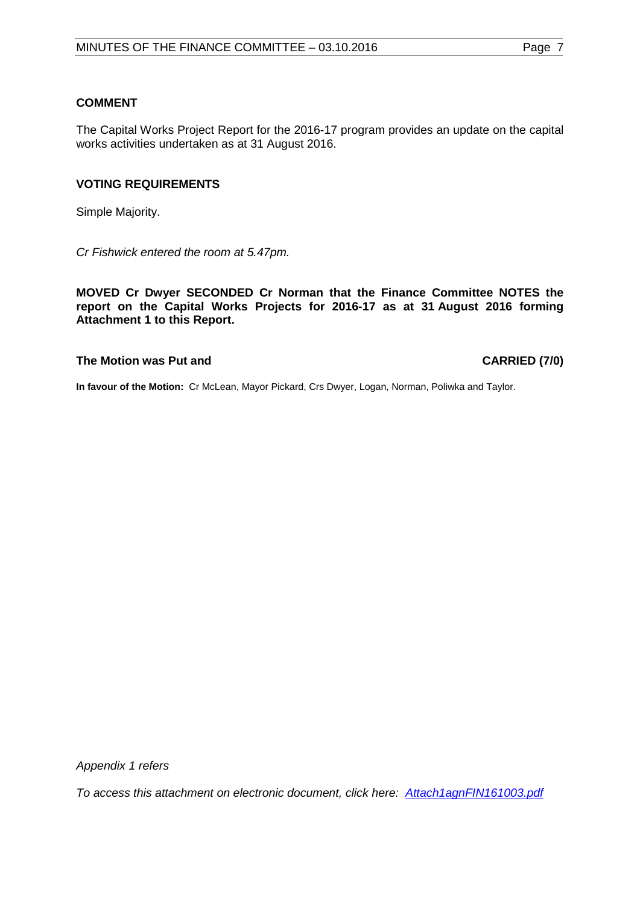### COMMENT

The Capital Works Project Report for the 2016-17 program provides an update on the capital works activities undertaken as at 31 August 2016.

### VOTING REQUIREMENTS

Simple Majority.

*Cr Fishwick entered the room at 5.47pm.*

**MOVED Cr Dwyer SECONDED Cr Norman that the Finance Committee NOTES the report on the Capital Works Projects for 2016-17 as at 31 August 2016 forming Attachment 1 to this Report.**

**The Motion was Put and CARRIED (7/0)**

**In favour of the Motion:** Cr McLean, Mayor Pickard, Crs Dwyer, Logan, Norman, Poliwka and Taylor.

*Appendix 1 refers*

*To access this attachment on electronic document, click here: Attach1agnFIN161003.pdf*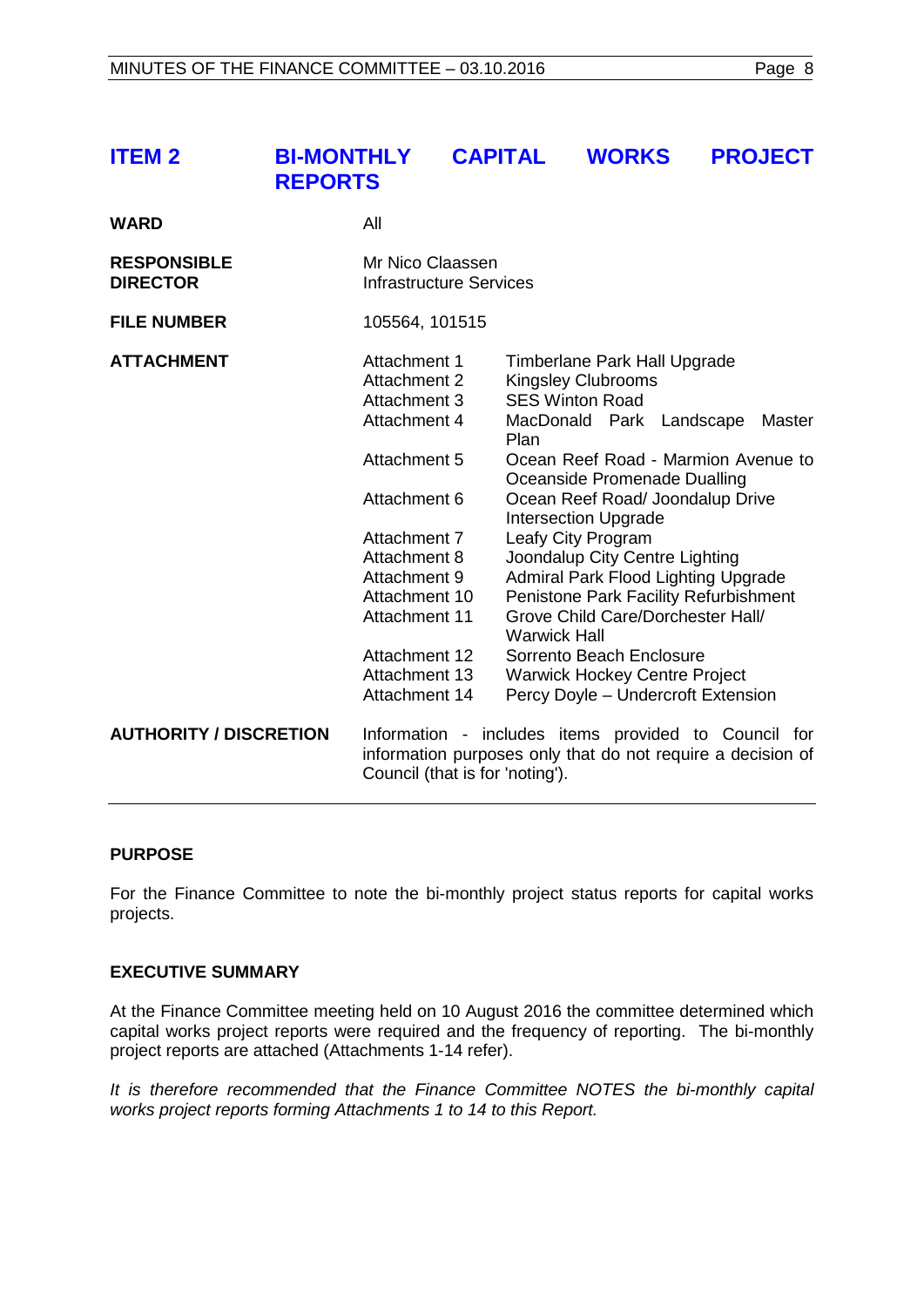## ITEM 2 BI-MONTHLY CAPITAL WORKS PROJECT REPORTS

| | | |
|---|---|---|
| **WARD** | All | |
| **RESPONSIBLE DIRECTOR** | Mr Nico Claassen<br>Infrastructure Services | |
| **FILE NUMBER** | 105564, 101515 | |
| **ATTACHMENT** | Attachment 1 | Timberlane Park Hall Upgrade |
| | Attachment 2 | Kingsley Clubrooms |
| | Attachment 3 | SES Winton Road |
| | Attachment 4 | MacDonald Park Landscape Master Plan |
| | Attachment 5 | Ocean Reef Road - Marmion Avenue to Oceanside Promenade Dualling |
| | Attachment 6 | Ocean Reef Road/ Joondalup Drive Intersection Upgrade |
| | Attachment 7 | Leafy City Program |
| | Attachment 8 | Joondalup City Centre Lighting |
| | Attachment 9 | Admiral Park Flood Lighting Upgrade |
| | Attachment 10 | Penistone Park Facility Refurbishment |
| | Attachment 11 | Grove Child Care/Dorchester Hall/ Warwick Hall |
| | Attachment 12 | Sorrento Beach Enclosure |
| | Attachment 13 | Warwick Hockey Centre Project |
| | Attachment 14 | Percy Doyle – Undercroft Extension |
| **AUTHORITY / DISCRETION** | Information - includes items provided to Council for information purposes only that do not require a decision of Council (that is for 'noting'). | |

### PURPOSE

For the Finance Committee to note the bi-monthly project status reports for capital works projects.

### EXECUTIVE SUMMARY

At the Finance Committee meeting held on 10 August 2016 the committee determined which capital works project reports were required and the frequency of reporting. The bi-monthly project reports are attached (Attachments 1-14 refer).

*It is therefore recommended that the Finance Committee NOTES the bi-monthly capital works project reports forming Attachments 1 to 14 to this Report.*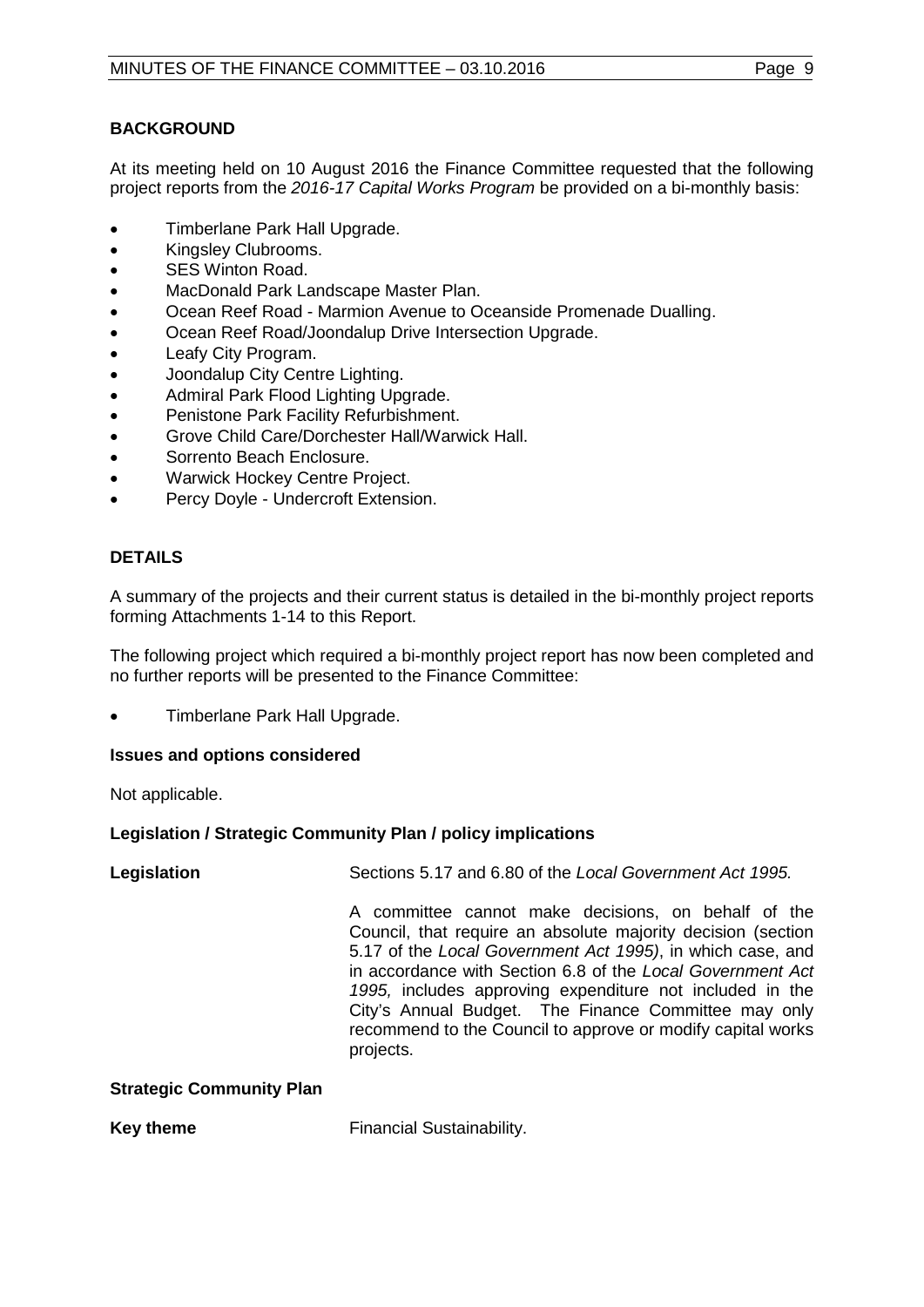## BACKGROUND

At its meeting held on 10 August 2016 the Finance Committee requested that the following project reports from the *2016-17 Capital Works Program* be provided on a bi-monthly basis:

- Timberlane Park Hall Upgrade.
- Kingsley Clubrooms.
- SES Winton Road.
- MacDonald Park Landscape Master Plan.
- Ocean Reef Road - Marmion Avenue to Oceanside Promenade Dualling.
- Ocean Reef Road/Joondalup Drive Intersection Upgrade.
- Leafy City Program.
- Joondalup City Centre Lighting.
- Admiral Park Flood Lighting Upgrade.
- Penistone Park Facility Refurbishment.
- Grove Child Care/Dorchester Hall/Warwick Hall.
- Sorrento Beach Enclosure.
- Warwick Hockey Centre Project.
- Percy Doyle - Undercroft Extension.

## DETAILS

A summary of the projects and their current status is detailed in the bi-monthly project reports forming Attachments 1-14 to this Report.

The following project which required a bi-monthly project report has now been completed and no further reports will be presented to the Finance Committee:

- Timberlane Park Hall Upgrade.

### Issues and options considered

Not applicable.

### Legislation / Strategic Community Plan / policy implications

**Legislation** Sections 5.17 and 6.80 of the *Local Government Act 1995.*

A committee cannot make decisions, on behalf of the Council, that require an absolute majority decision (section 5.17 of the *Local Government Act 1995)*, in which case, and in accordance with Section 6.8 of the *Local Government Act 1995,* includes approving expenditure not included in the City's Annual Budget. The Finance Committee may only recommend to the Council to approve or modify capital works projects.

**Strategic Community Plan**

**Key theme** Financial Sustainability.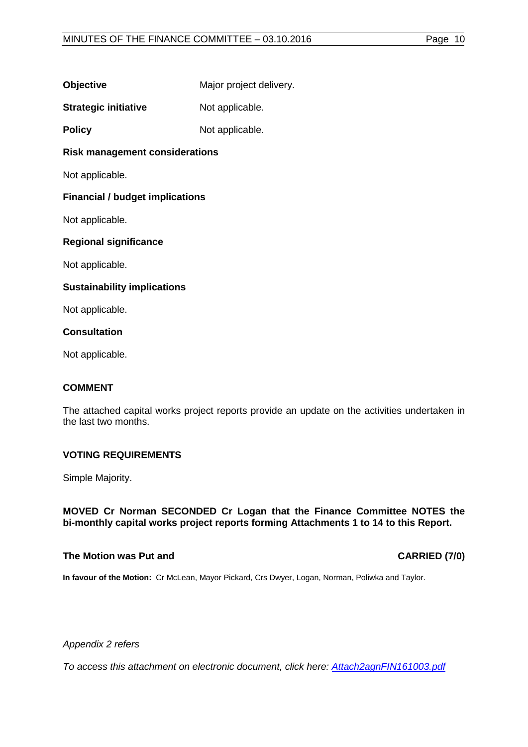**Objective** Major project delivery.

**Strategic initiative** Not applicable.

**Policy** Not applicable.

**Risk management considerations**

Not applicable.

**Financial / budget implications**

Not applicable.

**Regional significance**

Not applicable.

**Sustainability implications**

Not applicable.

**Consultation**

Not applicable.

## COMMENT

The attached capital works project reports provide an update on the activities undertaken in the last two months.

## VOTING REQUIREMENTS

Simple Majority.

**MOVED Cr Norman SECONDED Cr Logan that the Finance Committee NOTES the bi-monthly capital works project reports forming Attachments 1 to 14 to this Report.**

**The Motion was Put and CARRIED (7/0)**

**In favour of the Motion:** Cr McLean, Mayor Pickard, Crs Dwyer, Logan, Norman, Poliwka and Taylor.

*Appendix 2 refers*

*To access this attachment on electronic document, click here: [Attach2agnFIN161003.pdf](Attach2agnFIN161003.pdf)*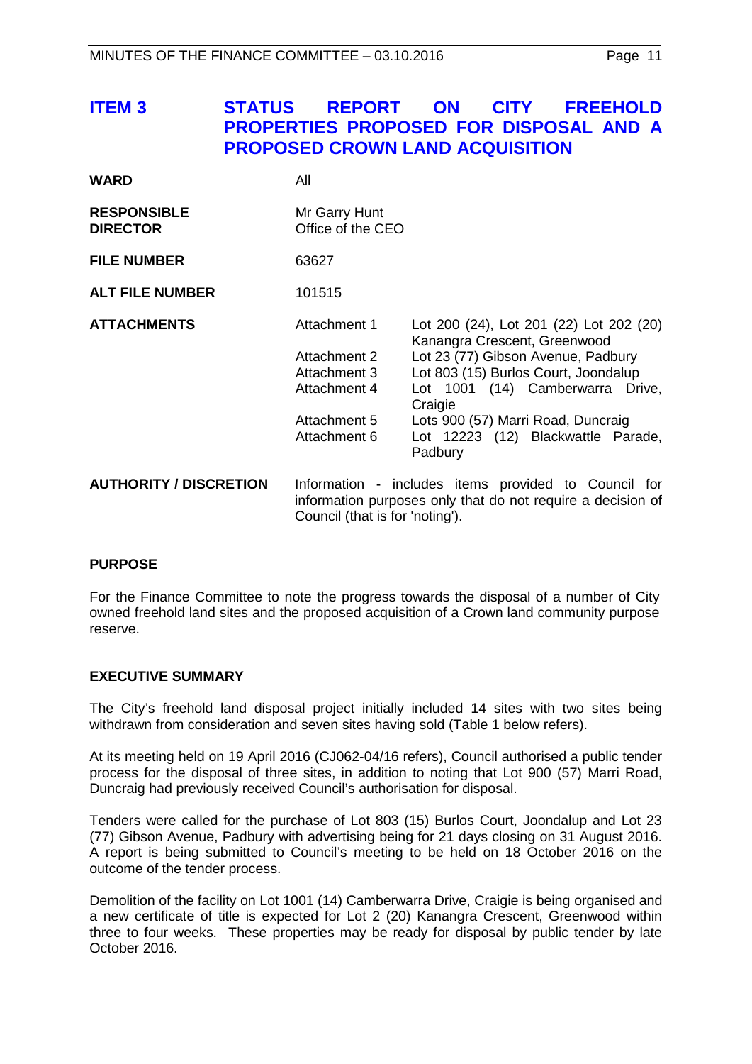# ITEM 3 STATUS REPORT ON CITY FREEHOLD PROPERTIES PROPOSED FOR DISPOSAL AND A PROPOSED CROWN LAND ACQUISITION

| | | |
|---|---|---|
| **WARD** | All | |
| **RESPONSIBLE DIRECTOR** | Mr Garry Hunt<br>Office of the CEO | |
| **FILE NUMBER** | 63627 | |
| **ALT FILE NUMBER** | 101515 | |
| **ATTACHMENTS** | Attachment 1 | Lot 200 (24), Lot 201 (22) Lot 202 (20) Kanangra Crescent, Greenwood |
| | Attachment 2 | Lot 23 (77) Gibson Avenue, Padbury |
| | Attachment 3 | Lot 803 (15) Burlos Court, Joondalup |
| | Attachment 4 | Lot 1001 (14) Camberwarra Drive, Craigie |
| | Attachment 5 | Lots 900 (57) Marri Road, Duncraig |
| | Attachment 6 | Lot 12223 (12) Blackwattle Parade, Padbury |
| **AUTHORITY / DISCRETION** | Information - includes items provided to Council for information purposes only that do not require a decision of Council (that is for 'noting'). | |

## PURPOSE

For the Finance Committee to note the progress towards the disposal of a number of City owned freehold land sites and the proposed acquisition of a Crown land community purpose reserve.

## EXECUTIVE SUMMARY

The City's freehold land disposal project initially included 14 sites with two sites being withdrawn from consideration and seven sites having sold (Table 1 below refers).

At its meeting held on 19 April 2016 (CJ062-04/16 refers), Council authorised a public tender process for the disposal of three sites, in addition to noting that Lot 900 (57) Marri Road, Duncraig had previously received Council's authorisation for disposal.

Tenders were called for the purchase of Lot 803 (15) Burlos Court, Joondalup and Lot 23 (77) Gibson Avenue, Padbury with advertising being for 21 days closing on 31 August 2016. A report is being submitted to Council's meeting to be held on 18 October 2016 on the outcome of the tender process.

Demolition of the facility on Lot 1001 (14) Camberwarra Drive, Craigie is being organised and a new certificate of title is expected for Lot 2 (20) Kanangra Crescent, Greenwood within three to four weeks. These properties may be ready for disposal by public tender by late October 2016.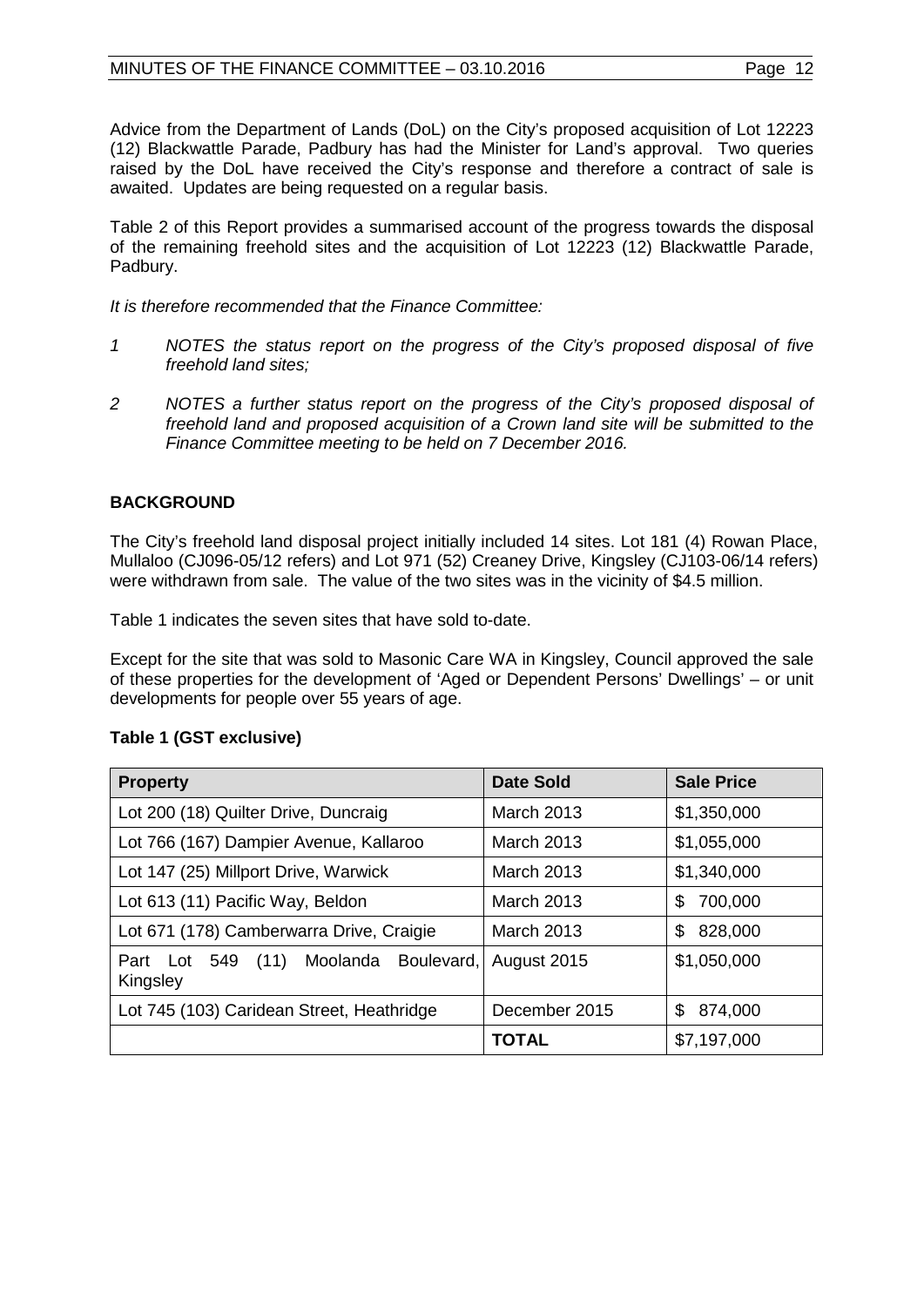Advice from the Department of Lands (DoL) on the City's proposed acquisition of Lot 12223 (12) Blackwattle Parade, Padbury has had the Minister for Land's approval. Two queries raised by the DoL have received the City's response and therefore a contract of sale is awaited. Updates are being requested on a regular basis.

Table 2 of this Report provides a summarised account of the progress towards the disposal of the remaining freehold sites and the acquisition of Lot 12223 (12) Blackwattle Parade, Padbury.

*It is therefore recommended that the Finance Committee:*

*1 NOTES the status report on the progress of the City's proposed disposal of five freehold land sites;*

*2 NOTES a further status report on the progress of the City's proposed disposal of freehold land and proposed acquisition of a Crown land site will be submitted to the Finance Committee meeting to be held on 7 December 2016.*

## BACKGROUND

The City's freehold land disposal project initially included 14 sites. Lot 181 (4) Rowan Place, Mullaloo (CJ096-05/12 refers) and Lot 971 (52) Creaney Drive, Kingsley (CJ103-06/14 refers) were withdrawn from sale. The value of the two sites was in the vicinity of $4.5 million.

Table 1 indicates the seven sites that have sold to-date.

Except for the site that was sold to Masonic Care WA in Kingsley, Council approved the sale of these properties for the development of 'Aged or Dependent Persons' Dwellings' – or unit developments for people over 55 years of age.

**Table 1 (GST exclusive)**

| Property | Date Sold | Sale Price |
|---|---|---|
| Lot 200 (18) Quilter Drive, Duncraig | March 2013 | $1,350,000 |
| Lot 766 (167) Dampier Avenue, Kallaroo | March 2013 | $1,055,000 |
| Lot 147 (25) Millport Drive, Warwick | March 2013 | $1,340,000 |
| Lot 613 (11) Pacific Way, Beldon | March 2013 | $ 700,000 |
| Lot 671 (178) Camberwarra Drive, Craigie | March 2013 | $ 828,000 |
| Part Lot 549 (11) Moolanda Boulevard, Kingsley | August 2015 | $1,050,000 |
| Lot 745 (103) Caridean Street, Heathridge | December 2015 | $ 874,000 |
| | **TOTAL** | $7,197,000 |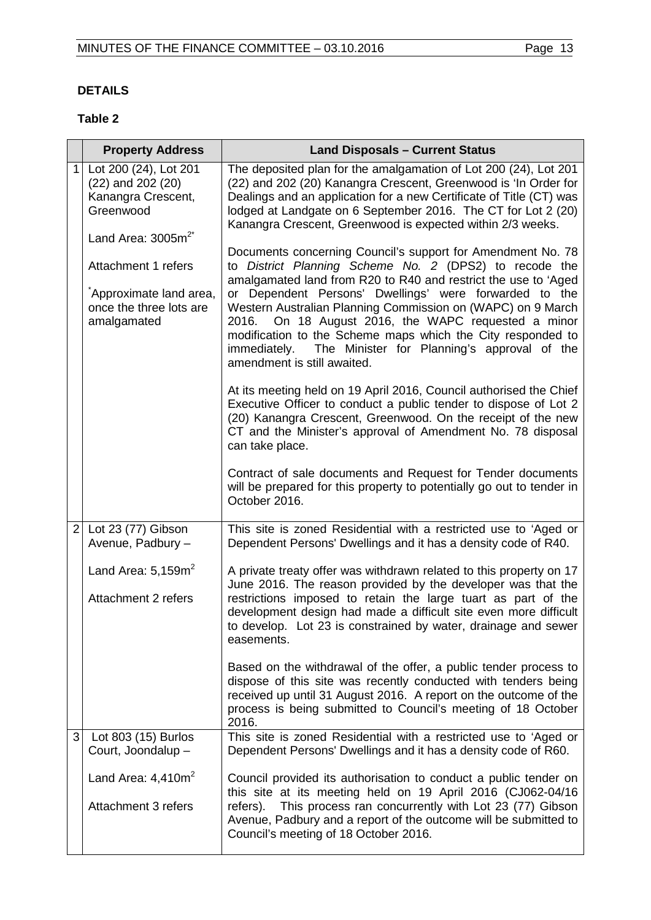**DETAILS**

**Table 2**

| | **Property Address** | **Land Disposals – Current Status** |
|---|---|---|
| 1 | Lot 200 (24), Lot 201 (22) and 202 (20) Kanangra Crescent, Greenwood<br><br>Land Area: 3005m[2*]<br><br>Attachment 1 refers<br><br>[*]Approximate land area, once the three lots are amalgamated | The deposited plan for the amalgamation of Lot 200 (24), Lot 201 (22) and 202 (20) Kanangra Crescent, Greenwood is 'In Order for Dealings and an application for a new Certificate of Title (CT) was lodged at Landgate on 6 September 2016. The CT for Lot 2 (20) Kanangra Crescent, Greenwood is expected within 2/3 weeks.<br><br>Documents concerning Council's support for Amendment No. 78 to *District Planning Scheme No. 2* (DPS2) to recode the amalgamated land from R20 to R40 and restrict the use to 'Aged or Dependent Persons' Dwellings' were forwarded to the Western Australian Planning Commission on (WAPC) on 9 March 2016. On 18 August 2016, the WAPC requested a minor modification to the Scheme maps which the City responded to immediately. The Minister for Planning's approval of the amendment is still awaited.<br><br>At its meeting held on 19 April 2016, Council authorised the Chief Executive Officer to conduct a public tender to dispose of Lot 2 (20) Kanangra Crescent, Greenwood. On the receipt of the new CT and the Minister's approval of Amendment No. 78 disposal can take place.<br><br>Contract of sale documents and Request for Tender documents will be prepared for this property to potentially go out to tender in October 2016. |
| 2 | Lot 23 (77) Gibson Avenue, Padbury –<br><br>Land Area: 5,159m[2]<br><br>Attachment 2 refers | This site is zoned Residential with a restricted use to 'Aged or Dependent Persons' Dwellings and it has a density code of R40.<br><br>A private treaty offer was withdrawn related to this property on 17 June 2016. The reason provided by the developer was that the restrictions imposed to retain the large tuart as part of the development design had made a difficult site even more difficult to develop. Lot 23 is constrained by water, drainage and sewer easements.<br><br>Based on the withdrawal of the offer, a public tender process to dispose of this site was recently conducted with tenders being received up until 31 August 2016. A report on the outcome of the process is being submitted to Council's meeting of 18 October 2016. |
| 3 | Lot 803 (15) Burlos Court, Joondalup –<br><br>Land Area: 4,410m[2]<br><br>Attachment 3 refers | This site is zoned Residential with a restricted use to 'Aged or Dependent Persons' Dwellings and it has a density code of R60.<br><br>Council provided its authorisation to conduct a public tender on this site at its meeting held on 19 April 2016 (CJ062-04/16 refers). This process ran concurrently with Lot 23 (77) Gibson Avenue, Padbury and a report of the outcome will be submitted to Council's meeting of 18 October 2016. |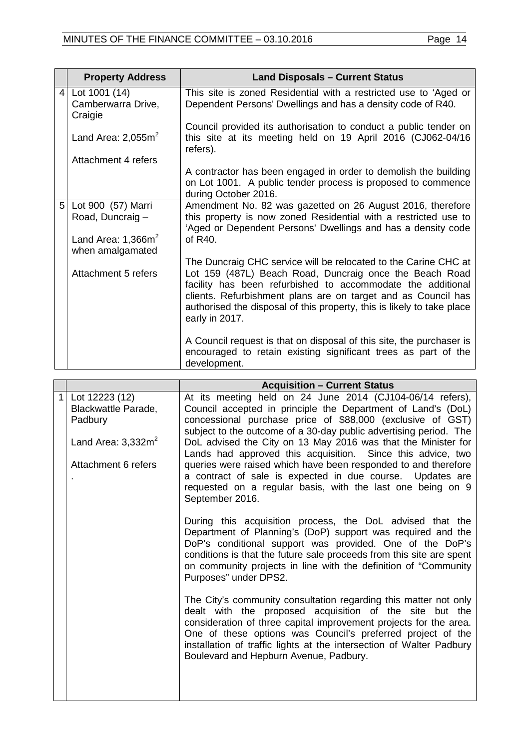| | Property Address | Land Disposals – Current Status |
|---|---|---|
| 4 | Lot 1001 (14) Camberwarra Drive, Craigie<br><br>Land Area: 2,055m$^2$<br><br>Attachment 4 refers | This site is zoned Residential with a restricted use to 'Aged or Dependent Persons' Dwellings and has a density code of R40.<br><br>Council provided its authorisation to conduct a public tender on this site at its meeting held on 19 April 2016 (CJ062-04/16 refers).<br><br>A contractor has been engaged in order to demolish the building on Lot 1001. A public tender process is proposed to commence during October 2016. |
| 5 | Lot 900 (57) Marri Road, Duncraig –<br><br>Land Area: 1,366m$^2$ when amalgamated<br><br>Attachment 5 refers | Amendment No. 82 was gazetted on 26 August 2016, therefore this property is now zoned Residential with a restricted use to 'Aged or Dependent Persons' Dwellings and has a density code of R40.<br><br>The Duncraig CHC service will be relocated to the Carine CHC at Lot 159 (487L) Beach Road, Duncraig once the Beach Road facility has been refurbished to accommodate the additional clients. Refurbishment plans are on target and as Council has authorised the disposal of this property, this is likely to take place early in 2017.<br><br>A Council request is that on disposal of this site, the purchaser is encouraged to retain existing significant trees as part of the development. |

| | | Acquisition – Current Status |
|---|---|---|
| 1 | Lot 12223 (12) Blackwattle Parade, Padbury<br><br>Land Area: 3,332m$^2$<br><br>Attachment 6 refers<br>. | At its meeting held on 24 June 2014 (CJ104-06/14 refers), Council accepted in principle the Department of Land's (DoL) concessional purchase price of $88,000 (exclusive of GST) subject to the outcome of a 30-day public advertising period. The DoL advised the City on 13 May 2016 was that the Minister for Lands had approved this acquisition. Since this advice, two queries were raised which have been responded to and therefore a contract of sale is expected in due course. Updates are requested on a regular basis, with the last one being on 9 September 2016.<br><br>During this acquisition process, the DoL advised that the Department of Planning's (DoP) support was required and the DoP's conditional support was provided. One of the DoP's conditions is that the future sale proceeds from this site are spent on community projects in line with the definition of "Community Purposes" under DPS2.<br><br>The City's community consultation regarding this matter not only dealt with the proposed acquisition of the site but the consideration of three capital improvement projects for the area. One of these options was Council's preferred project of the installation of traffic lights at the intersection of Walter Padbury Boulevard and Hepburn Avenue, Padbury. |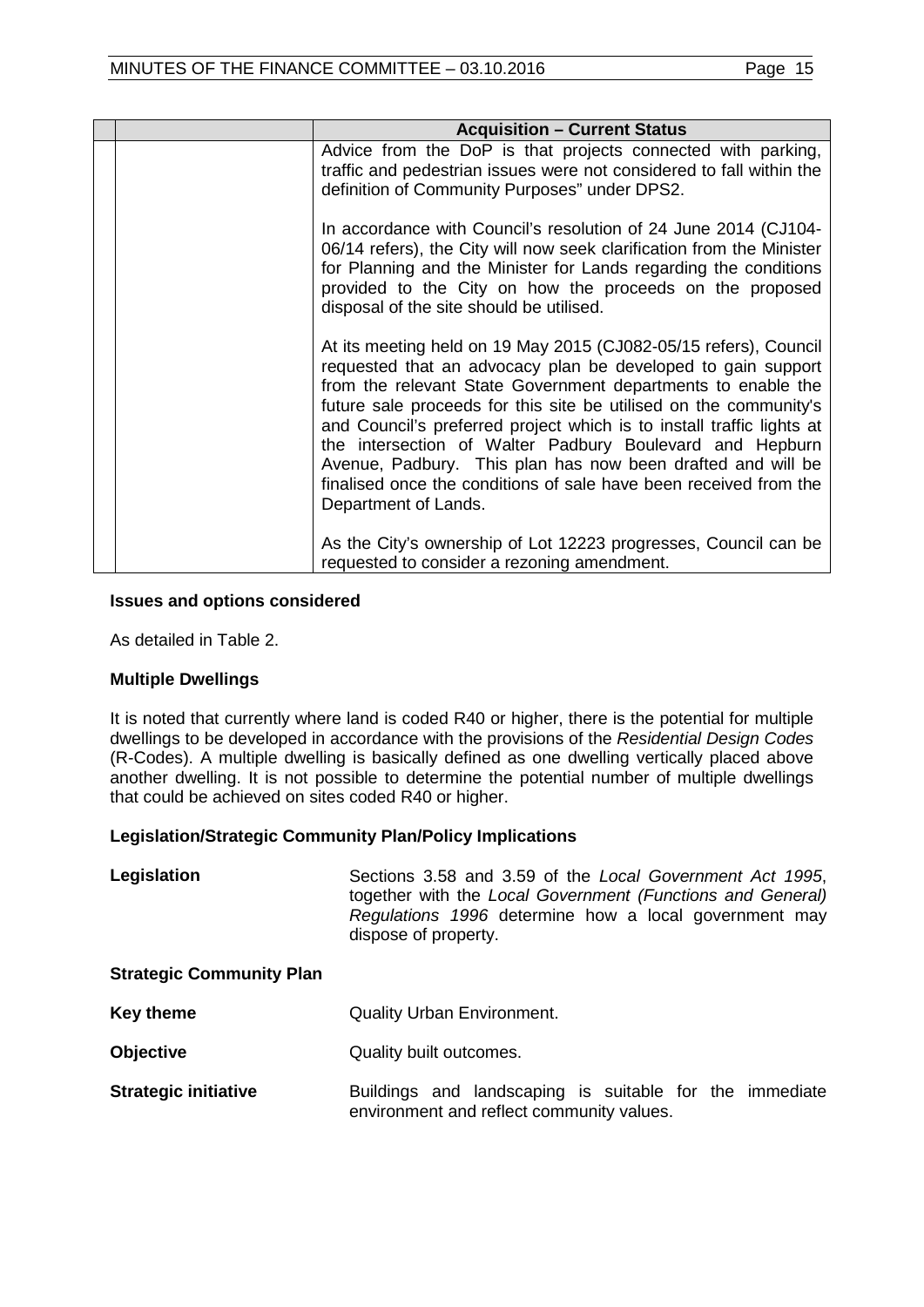| | | Acquisition – Current Status |
|---|---|---|
| | | Advice from the DoP is that projects connected with parking, traffic and pedestrian issues were not considered to fall within the definition of Community Purposes" under DPS2.<br><br>In accordance with Council's resolution of 24 June 2014 (CJ104-06/14 refers), the City will now seek clarification from the Minister for Planning and the Minister for Lands regarding the conditions provided to the City on how the proceeds on the proposed disposal of the site should be utilised.<br><br>At its meeting held on 19 May 2015 (CJ082-05/15 refers), Council requested that an advocacy plan be developed to gain support from the relevant State Government departments to enable the future sale proceeds for this site be utilised on the community's and Council's preferred project which is to install traffic lights at the intersection of Walter Padbury Boulevard and Hepburn Avenue, Padbury. This plan has now been drafted and will be finalised once the conditions of sale have been received from the Department of Lands.<br><br>As the City's ownership of Lot 12223 progresses, Council can be requested to consider a rezoning amendment. |

**Issues and options considered**

As detailed in Table 2.

**Multiple Dwellings**

It is noted that currently where land is coded R40 or higher, there is the potential for multiple dwellings to be developed in accordance with the provisions of the *Residential Design Codes* (R-Codes). A multiple dwelling is basically defined as one dwelling vertically placed above another dwelling. It is not possible to determine the potential number of multiple dwellings that could be achieved on sites coded R40 or higher.

**Legislation/Strategic Community Plan/Policy Implications**

**Legislation** — Sections 3.58 and 3.59 of the *Local Government Act 1995*, together with the *Local Government (Functions and General) Regulations 1996* determine how a local government may dispose of property.

**Strategic Community Plan**

**Key theme** — Quality Urban Environment.

**Objective** — Quality built outcomes.

**Strategic initiative** — Buildings and landscaping is suitable for the immediate environment and reflect community values.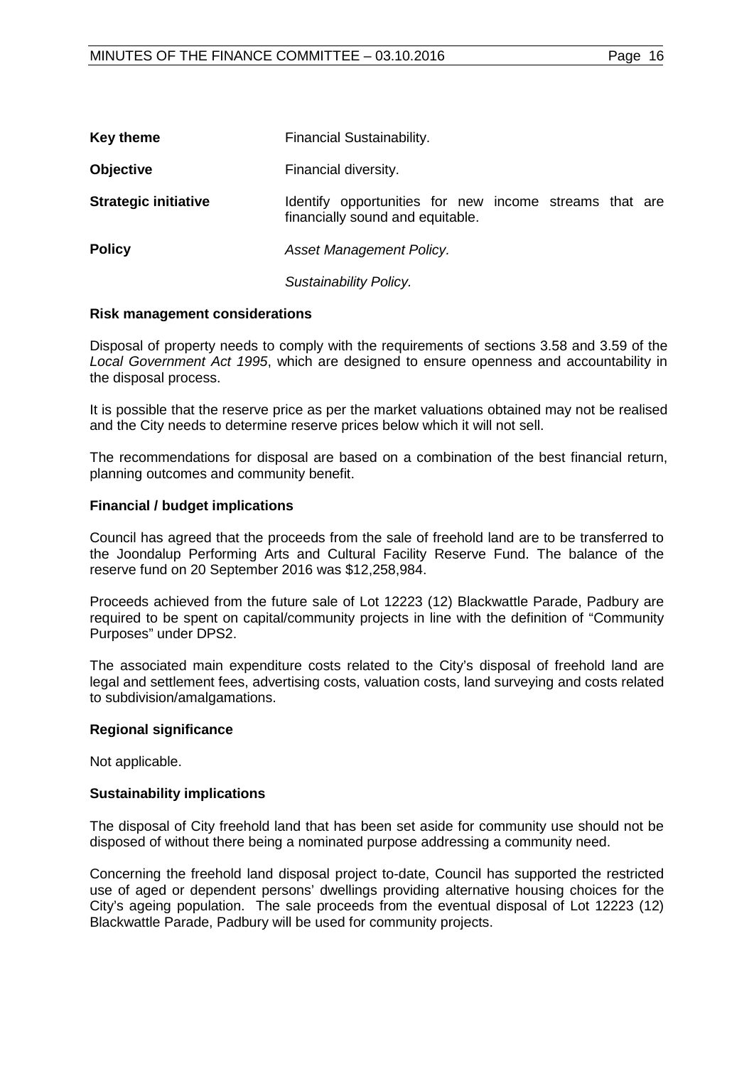| | |
|---|---|
| **Key theme** | Financial Sustainability. |
| **Objective** | Financial diversity. |
| **Strategic initiative** | Identify opportunities for new income streams that are financially sound and equitable. |
| **Policy** | *Asset Management Policy.* |
| | *Sustainability Policy.* |

**Risk management considerations**

Disposal of property needs to comply with the requirements of sections 3.58 and 3.59 of the *Local Government Act 1995*, which are designed to ensure openness and accountability in the disposal process.

It is possible that the reserve price as per the market valuations obtained may not be realised and the City needs to determine reserve prices below which it will not sell.

The recommendations for disposal are based on a combination of the best financial return, planning outcomes and community benefit.

**Financial / budget implications**

Council has agreed that the proceeds from the sale of freehold land are to be transferred to the Joondalup Performing Arts and Cultural Facility Reserve Fund. The balance of the reserve fund on 20 September 2016 was $12,258,984.

Proceeds achieved from the future sale of Lot 12223 (12) Blackwattle Parade, Padbury are required to be spent on capital/community projects in line with the definition of "Community Purposes" under DPS2.

The associated main expenditure costs related to the City's disposal of freehold land are legal and settlement fees, advertising costs, valuation costs, land surveying and costs related to subdivision/amalgamations.

**Regional significance**

Not applicable.

**Sustainability implications**

The disposal of City freehold land that has been set aside for community use should not be disposed of without there being a nominated purpose addressing a community need.

Concerning the freehold land disposal project to-date, Council has supported the restricted use of aged or dependent persons' dwellings providing alternative housing choices for the City's ageing population. The sale proceeds from the eventual disposal of Lot 12223 (12) Blackwattle Parade, Padbury will be used for community projects.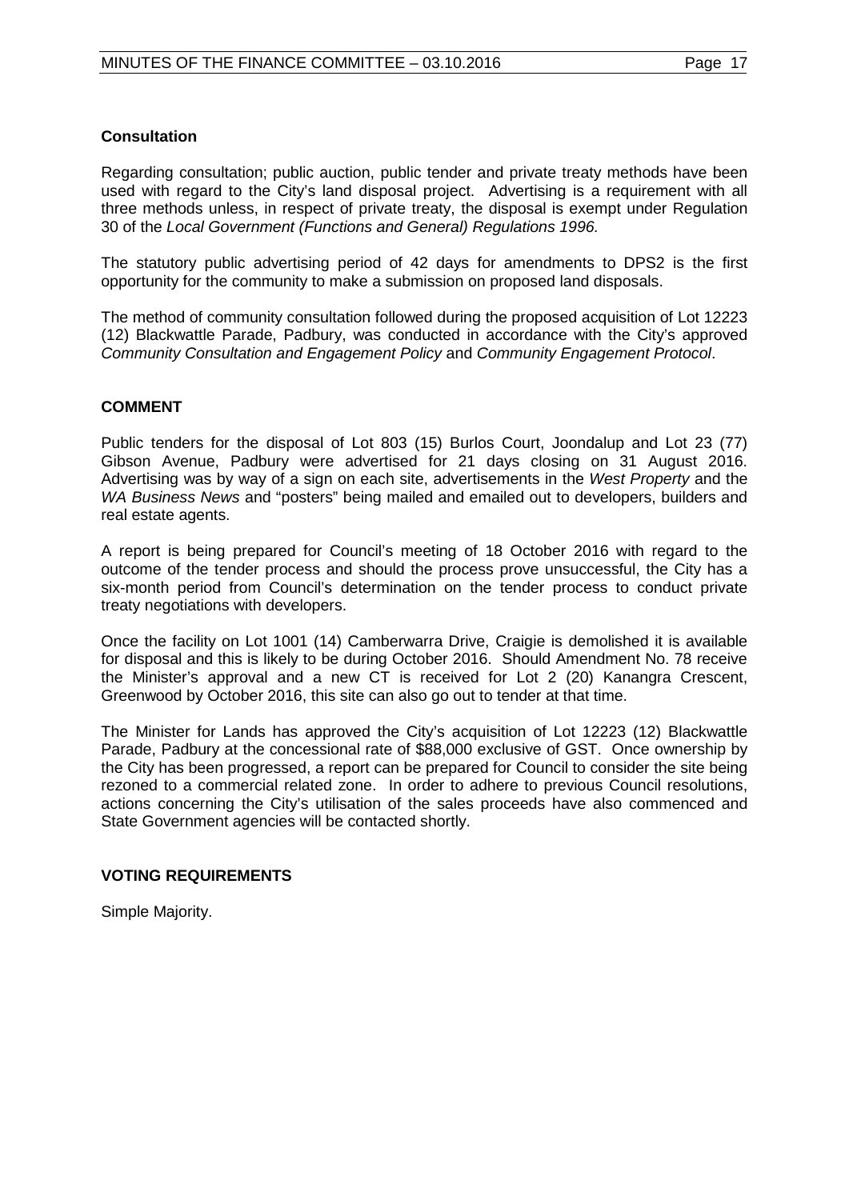**Consultation**

Regarding consultation; public auction, public tender and private treaty methods have been used with regard to the City's land disposal project. Advertising is a requirement with all three methods unless, in respect of private treaty, the disposal is exempt under Regulation 30 of the *Local Government (Functions and General) Regulations 1996.*

The statutory public advertising period of 42 days for amendments to DPS2 is the first opportunity for the community to make a submission on proposed land disposals.

The method of community consultation followed during the proposed acquisition of Lot 12223 (12) Blackwattle Parade, Padbury, was conducted in accordance with the City's approved *Community Consultation and Engagement Policy* and *Community Engagement Protocol*.

## COMMENT

Public tenders for the disposal of Lot 803 (15) Burlos Court, Joondalup and Lot 23 (77) Gibson Avenue, Padbury were advertised for 21 days closing on 31 August 2016. Advertising was by way of a sign on each site, advertisements in the *West Property* and the *WA Business News* and "posters" being mailed and emailed out to developers, builders and real estate agents.

A report is being prepared for Council's meeting of 18 October 2016 with regard to the outcome of the tender process and should the process prove unsuccessful, the City has a six-month period from Council's determination on the tender process to conduct private treaty negotiations with developers.

Once the facility on Lot 1001 (14) Camberwarra Drive, Craigie is demolished it is available for disposal and this is likely to be during October 2016. Should Amendment No. 78 receive the Minister's approval and a new CT is received for Lot 2 (20) Kanangra Crescent, Greenwood by October 2016, this site can also go out to tender at that time.

The Minister for Lands has approved the City's acquisition of Lot 12223 (12) Blackwattle Parade, Padbury at the concessional rate of $88,000 exclusive of GST. Once ownership by the City has been progressed, a report can be prepared for Council to consider the site being rezoned to a commercial related zone. In order to adhere to previous Council resolutions, actions concerning the City's utilisation of the sales proceeds have also commenced and State Government agencies will be contacted shortly.

## VOTING REQUIREMENTS

Simple Majority.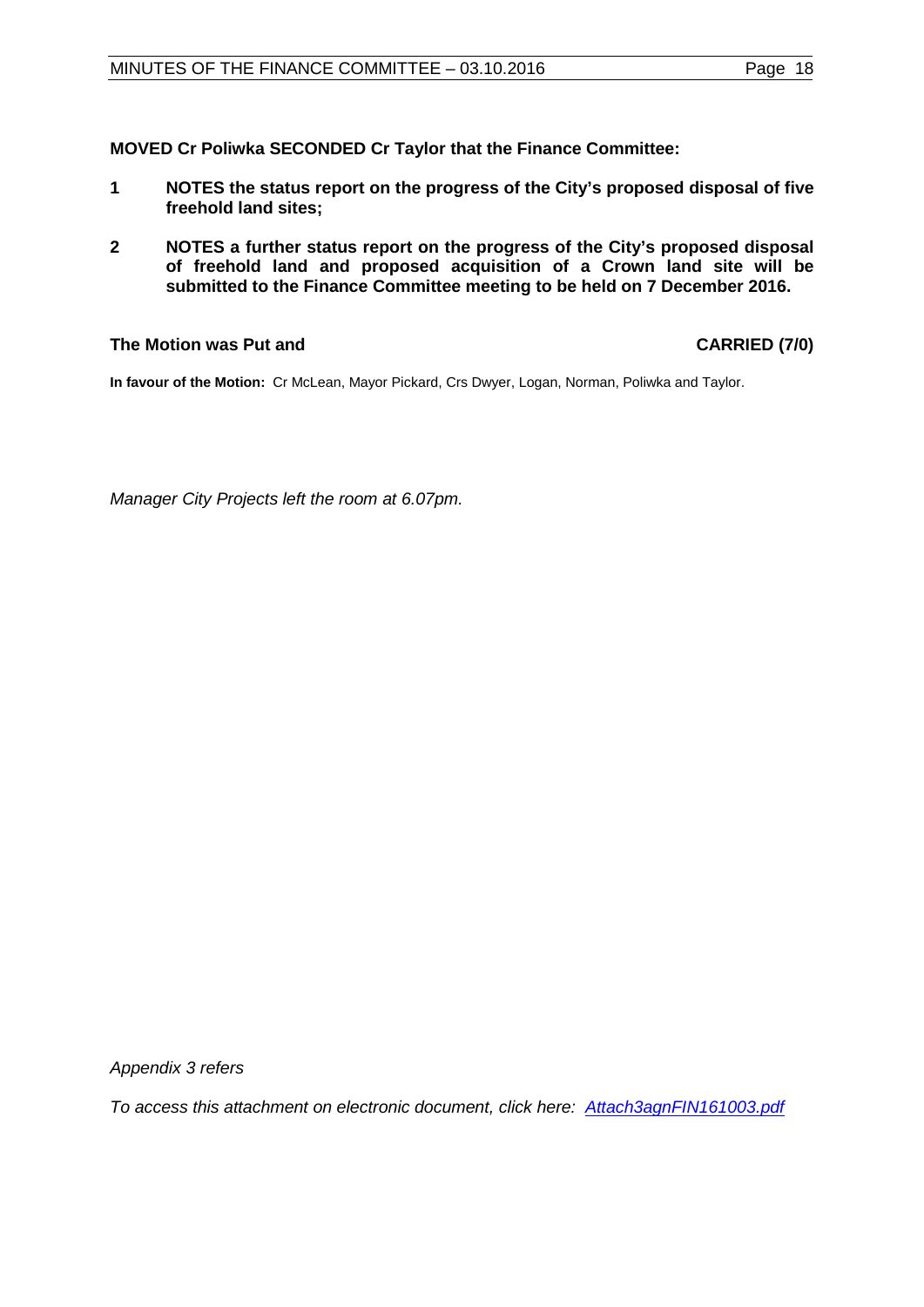**MOVED Cr Poliwka SECONDED Cr Taylor that the Finance Committee:**

**1 NOTES the status report on the progress of the City's proposed disposal of five freehold land sites;**

**2 NOTES a further status report on the progress of the City's proposed disposal of freehold land and proposed acquisition of a Crown land site will be submitted to the Finance Committee meeting to be held on 7 December 2016.**

**The Motion was Put and CARRIED (7/0)**

**In favour of the Motion:** Cr McLean, Mayor Pickard, Crs Dwyer, Logan, Norman, Poliwka and Taylor.

*Manager City Projects left the room at 6.07pm.*

*Appendix 3 refers*

*To access this attachment on electronic document, click here: [Attach3agnFIN161003.pdf](Attach3agnFIN161003.pdf)*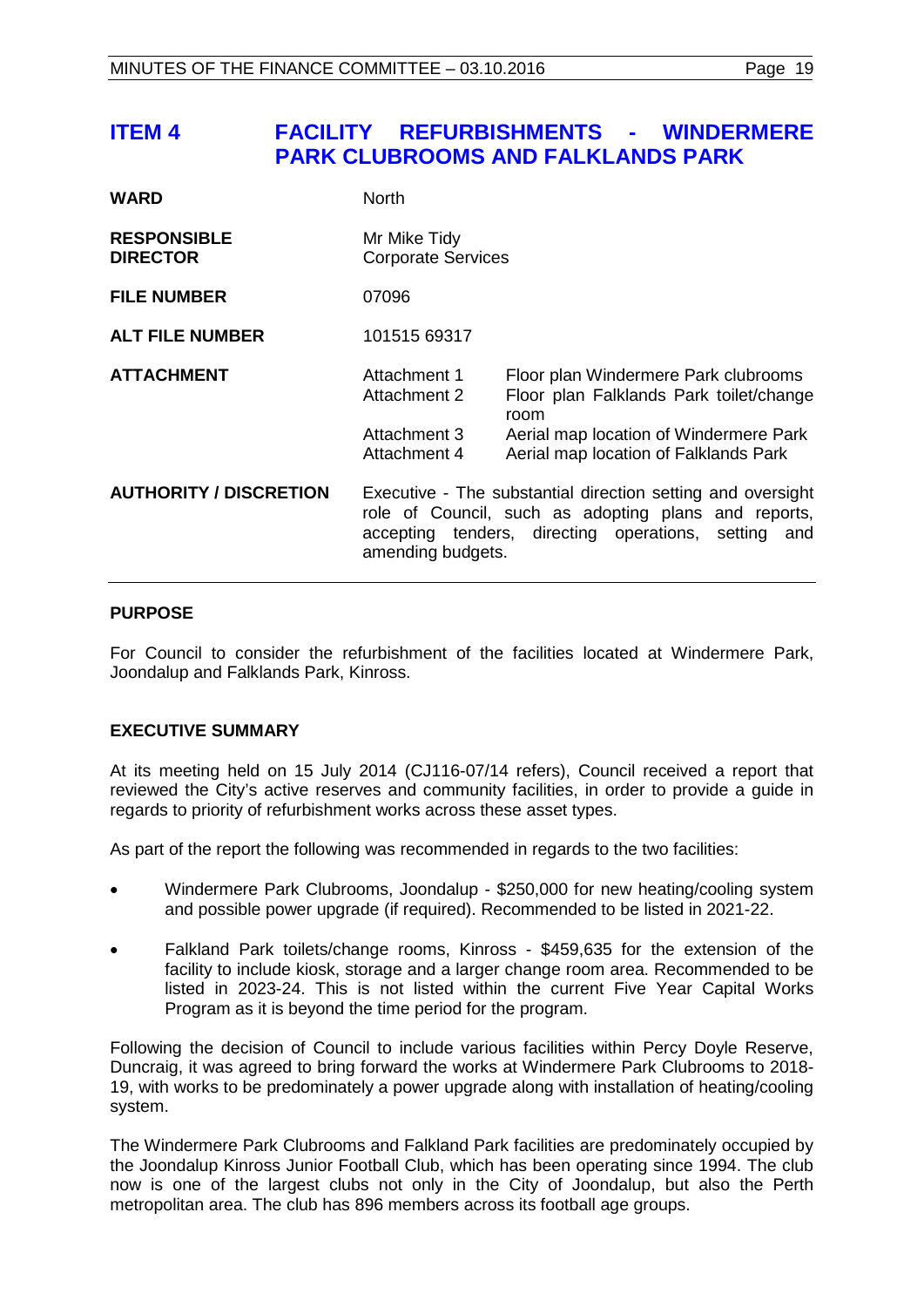# ITEM 4 FACILITY REFURBISHMENTS - WINDERMERE PARK CLUBROOMS AND FALKLANDS PARK

| | | |
|---|---|---|
| **WARD** | North | |
| **RESPONSIBLE DIRECTOR** | Mr Mike Tidy<br>Corporate Services | |
| **FILE NUMBER** | 07096 | |
| **ALT FILE NUMBER** | 101515 69317 | |
| **ATTACHMENT** | Attachment 1 | Floor plan Windermere Park clubrooms |
| | Attachment 2 | Floor plan Falklands Park toilet/change room |
| | Attachment 3 | Aerial map location of Windermere Park |
| | Attachment 4 | Aerial map location of Falklands Park |
| **AUTHORITY / DISCRETION** | Executive - The substantial direction setting and oversight role of Council, such as adopting plans and reports, accepting tenders, directing operations, setting and amending budgets. | |

## PURPOSE

For Council to consider the refurbishment of the facilities located at Windermere Park, Joondalup and Falklands Park, Kinross.

## EXECUTIVE SUMMARY

At its meeting held on 15 July 2014 (CJ116-07/14 refers), Council received a report that reviewed the City's active reserves and community facilities, in order to provide a guide in regards to priority of refurbishment works across these asset types.

As part of the report the following was recommended in regards to the two facilities:

- Windermere Park Clubrooms, Joondalup - $250,000 for new heating/cooling system and possible power upgrade (if required). Recommended to be listed in 2021-22.
- Falkland Park toilets/change rooms, Kinross - $459,635 for the extension of the facility to include kiosk, storage and a larger change room area. Recommended to be listed in 2023-24. This is not listed within the current Five Year Capital Works Program as it is beyond the time period for the program.

Following the decision of Council to include various facilities within Percy Doyle Reserve, Duncraig, it was agreed to bring forward the works at Windermere Park Clubrooms to 2018-19, with works to be predominately a power upgrade along with installation of heating/cooling system.

The Windermere Park Clubrooms and Falkland Park facilities are predominately occupied by the Joondalup Kinross Junior Football Club, which has been operating since 1994. The club now is one of the largest clubs not only in the City of Joondalup, but also the Perth metropolitan area. The club has 896 members across its football age groups.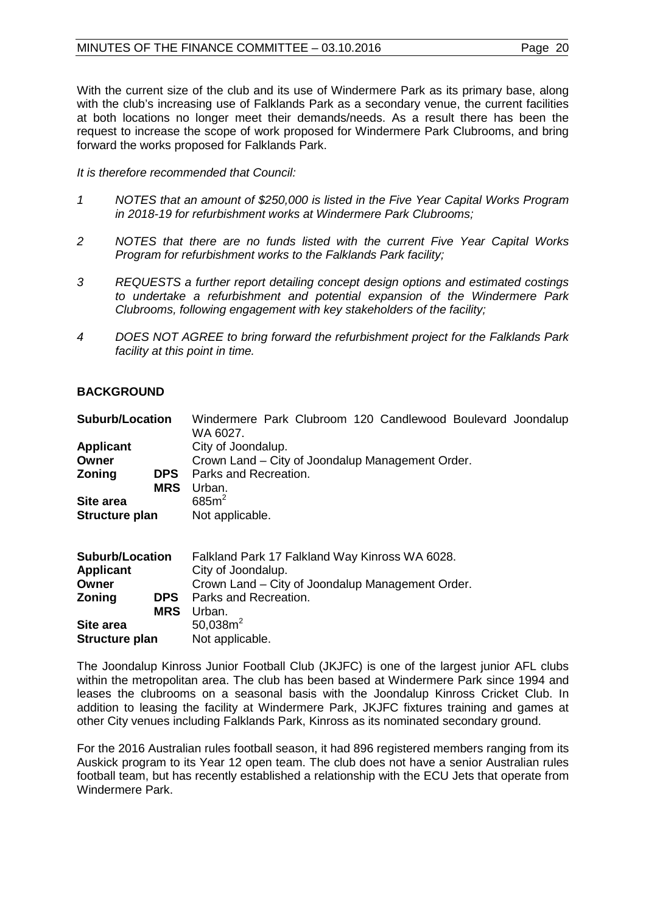With the current size of the club and its use of Windermere Park as its primary base, along with the club's increasing use of Falklands Park as a secondary venue, the current facilities at both locations no longer meet their demands/needs. As a result there has been the request to increase the scope of work proposed for Windermere Park Clubrooms, and bring forward the works proposed for Falklands Park.

*It is therefore recommended that Council:*

*1 NOTES that an amount of $250,000 is listed in the Five Year Capital Works Program in 2018-19 for refurbishment works at Windermere Park Clubrooms;*

*2 NOTES that there are no funds listed with the current Five Year Capital Works Program for refurbishment works to the Falklands Park facility;*

*3 REQUESTS a further report detailing concept design options and estimated costings to undertake a refurbishment and potential expansion of the Windermere Park Clubrooms, following engagement with key stakeholders of the facility;*

*4 DOES NOT AGREE to bring forward the refurbishment project for the Falklands Park facility at this point in time.*

## BACKGROUND

| | | |
|---|---|---|
| **Suburb/Location** | | Windermere Park Clubroom 120 Candlewood Boulevard Joondalup WA 6027. |
| **Applicant** | | City of Joondalup. |
| **Owner** | | Crown Land – City of Joondalup Management Order. |
| **Zoning** | **DPS** | Parks and Recreation. |
| | **MRS** | Urban. |
| **Site area** | | 685m$^2$ |
| **Structure plan** | | Not applicable. |

| | | |
|---|---|---|
| **Suburb/Location** | | Falkland Park 17 Falkland Way Kinross WA 6028. |
| **Applicant** | | City of Joondalup. |
| **Owner** | | Crown Land – City of Joondalup Management Order. |
| **Zoning** | **DPS** | Parks and Recreation. |
| | **MRS** | Urban. |
| **Site area** | | 50,038m$^2$ |
| **Structure plan** | | Not applicable. |

The Joondalup Kinross Junior Football Club (JKJFC) is one of the largest junior AFL clubs within the metropolitan area. The club has been based at Windermere Park since 1994 and leases the clubrooms on a seasonal basis with the Joondalup Kinross Cricket Club. In addition to leasing the facility at Windermere Park, JKJFC fixtures training and games at other City venues including Falklands Park, Kinross as its nominated secondary ground.

For the 2016 Australian rules football season, it had 896 registered members ranging from its Auskick program to its Year 12 open team. The club does not have a senior Australian rules football team, but has recently established a relationship with the ECU Jets that operate from Windermere Park.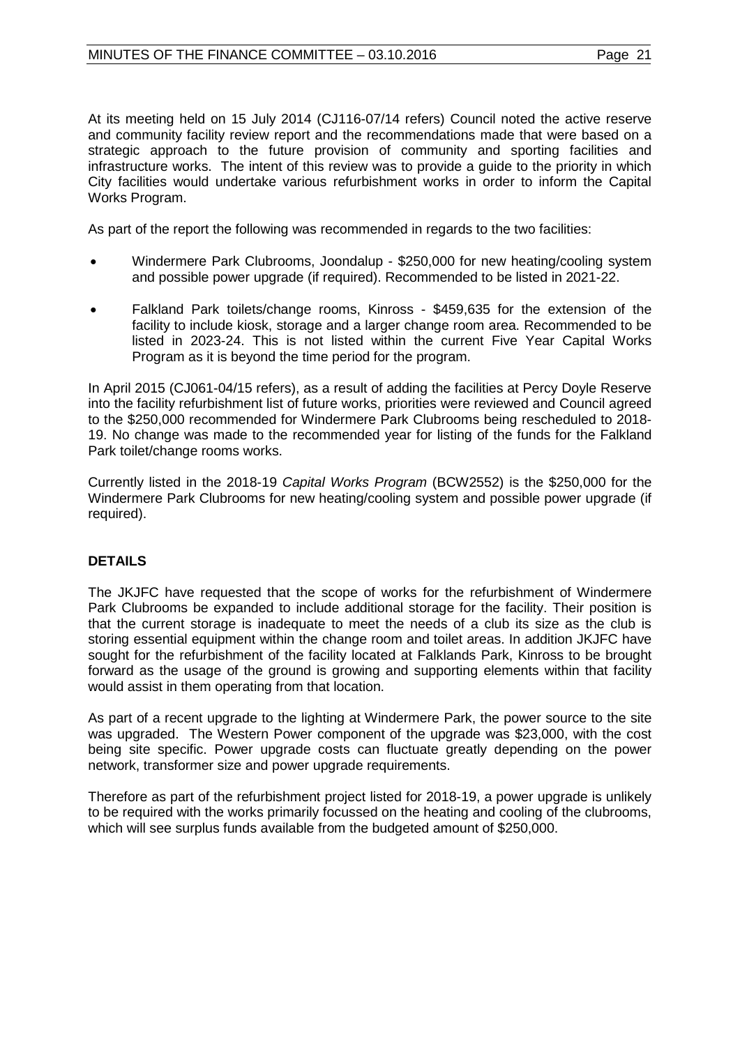At its meeting held on 15 July 2014 (CJ116-07/14 refers) Council noted the active reserve and community facility review report and the recommendations made that were based on a strategic approach to the future provision of community and sporting facilities and infrastructure works. The intent of this review was to provide a guide to the priority in which City facilities would undertake various refurbishment works in order to inform the Capital Works Program.

As part of the report the following was recommended in regards to the two facilities:

- Windermere Park Clubrooms, Joondalup - $250,000 for new heating/cooling system and possible power upgrade (if required). Recommended to be listed in 2021-22.
- Falkland Park toilets/change rooms, Kinross - $459,635 for the extension of the facility to include kiosk, storage and a larger change room area. Recommended to be listed in 2023-24. This is not listed within the current Five Year Capital Works Program as it is beyond the time period for the program.

In April 2015 (CJ061-04/15 refers), as a result of adding the facilities at Percy Doyle Reserve into the facility refurbishment list of future works, priorities were reviewed and Council agreed to the $250,000 recommended for Windermere Park Clubrooms being rescheduled to 2018-19. No change was made to the recommended year for listing of the funds for the Falkland Park toilet/change rooms works.

Currently listed in the 2018-19 *Capital Works Program* (BCW2552) is the $250,000 for the Windermere Park Clubrooms for new heating/cooling system and possible power upgrade (if required).

**DETAILS**

The JKJFC have requested that the scope of works for the refurbishment of Windermere Park Clubrooms be expanded to include additional storage for the facility. Their position is that the current storage is inadequate to meet the needs of a club its size as the club is storing essential equipment within the change room and toilet areas. In addition JKJFC have sought for the refurbishment of the facility located at Falklands Park, Kinross to be brought forward as the usage of the ground is growing and supporting elements within that facility would assist in them operating from that location.

As part of a recent upgrade to the lighting at Windermere Park, the power source to the site was upgraded. The Western Power component of the upgrade was $23,000, with the cost being site specific. Power upgrade costs can fluctuate greatly depending on the power network, transformer size and power upgrade requirements.

Therefore as part of the refurbishment project listed for 2018-19, a power upgrade is unlikely to be required with the works primarily focussed on the heating and cooling of the clubrooms, which will see surplus funds available from the budgeted amount of $250,000.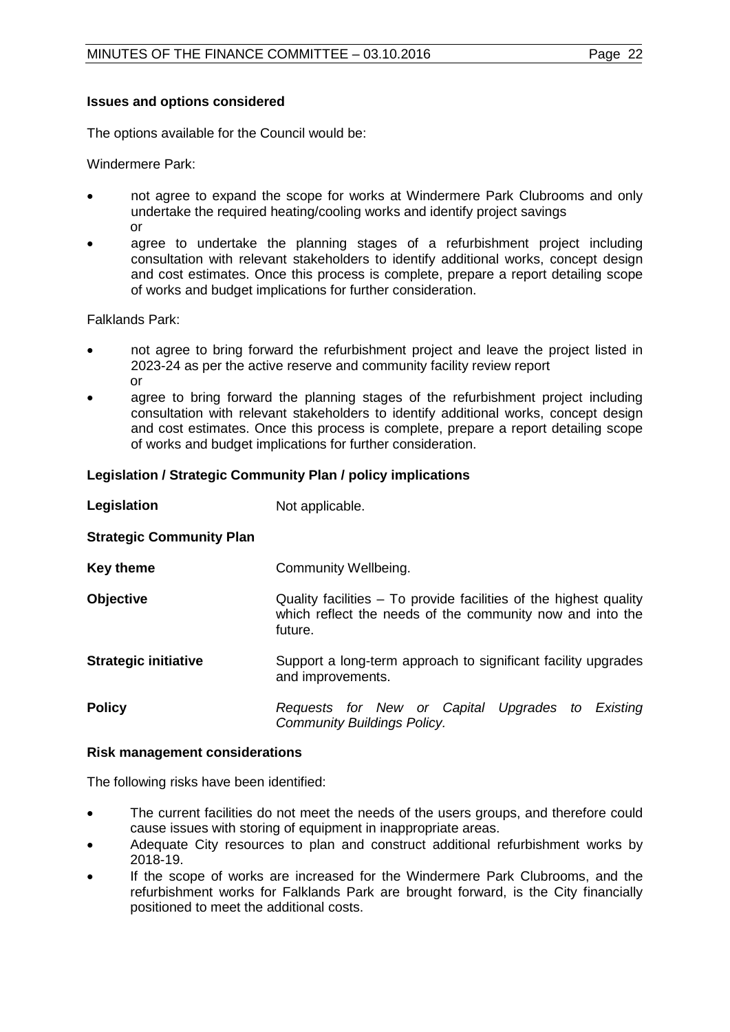**Issues and options considered**

The options available for the Council would be:

Windermere Park:

- not agree to expand the scope for works at Windermere Park Clubrooms and only undertake the required heating/cooling works and identify project savings
  or
- agree to undertake the planning stages of a refurbishment project including consultation with relevant stakeholders to identify additional works, concept design and cost estimates. Once this process is complete, prepare a report detailing scope of works and budget implications for further consideration.

Falklands Park:

- not agree to bring forward the refurbishment project and leave the project listed in 2023-24 as per the active reserve and community facility review report
  or
- agree to bring forward the planning stages of the refurbishment project including consultation with relevant stakeholders to identify additional works, concept design and cost estimates. Once this process is complete, prepare a report detailing scope of works and budget implications for further consideration.

**Legislation / Strategic Community Plan / policy implications**

**Legislation** Not applicable.

**Strategic Community Plan**

**Key theme** Community Wellbeing.

**Objective** Quality facilities – To provide facilities of the highest quality which reflect the needs of the community now and into the future.

**Strategic initiative** Support a long-term approach to significant facility upgrades and improvements.

**Policy** *Requests for New or Capital Upgrades to Existing Community Buildings Policy.*

**Risk management considerations**

The following risks have been identified:

- The current facilities do not meet the needs of the users groups, and therefore could cause issues with storing of equipment in inappropriate areas.
- Adequate City resources to plan and construct additional refurbishment works by 2018-19.
- If the scope of works are increased for the Windermere Park Clubrooms, and the refurbishment works for Falklands Park are brought forward, is the City financially positioned to meet the additional costs.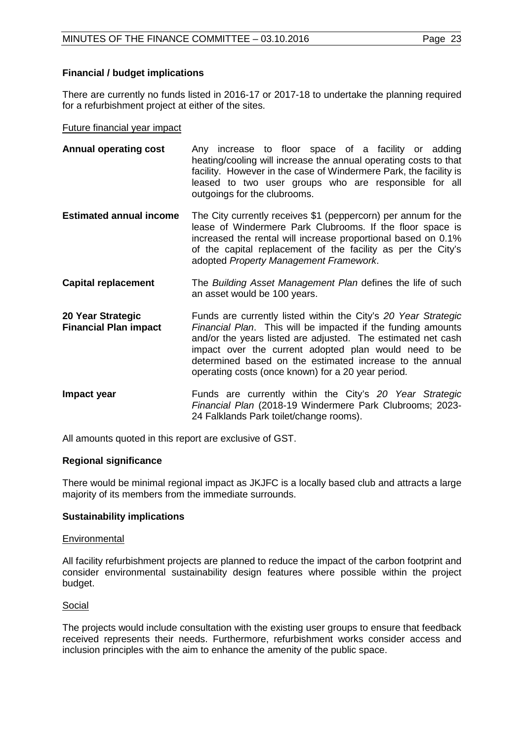### Financial / budget implications

There are currently no funds listed in 2016-17 or 2017-18 to undertake the planning required for a refurbishment project at either of the sites.

Future financial year impact

| | |
|---|---|
| **Annual operating cost** | Any increase to floor space of a facility or adding heating/cooling will increase the annual operating costs to that facility. However in the case of Windermere Park, the facility is leased to two user groups who are responsible for all outgoings for the clubrooms. |
| **Estimated annual income** | The City currently receives $1 (peppercorn) per annum for the lease of Windermere Park Clubrooms. If the floor space is increased the rental will increase proportional based on 0.1% of the capital replacement of the facility as per the City's adopted *Property Management Framework*. |
| **Capital replacement** | The *Building Asset Management Plan* defines the life of such an asset would be 100 years. |
| **20 Year Strategic Financial Plan impact** | Funds are currently listed within the City's *20 Year Strategic Financial Plan*. This will be impacted if the funding amounts and/or the years listed are adjusted. The estimated net cash impact over the current adopted plan would need to be determined based on the estimated increase to the annual operating costs (once known) for a 20 year period. |
| **Impact year** | Funds are currently within the City's *20 Year Strategic Financial Plan* (2018-19 Windermere Park Clubrooms; 2023-24 Falklands Park toilet/change rooms). |

All amounts quoted in this report are exclusive of GST.

### Regional significance

There would be minimal regional impact as JKJFC is a locally based club and attracts a large majority of its members from the immediate surrounds.

### Sustainability implications

Environmental

All facility refurbishment projects are planned to reduce the impact of the carbon footprint and consider environmental sustainability design features where possible within the project budget.

Social

The projects would include consultation with the existing user groups to ensure that feedback received represents their needs. Furthermore, refurbishment works consider access and inclusion principles with the aim to enhance the amenity of the public space.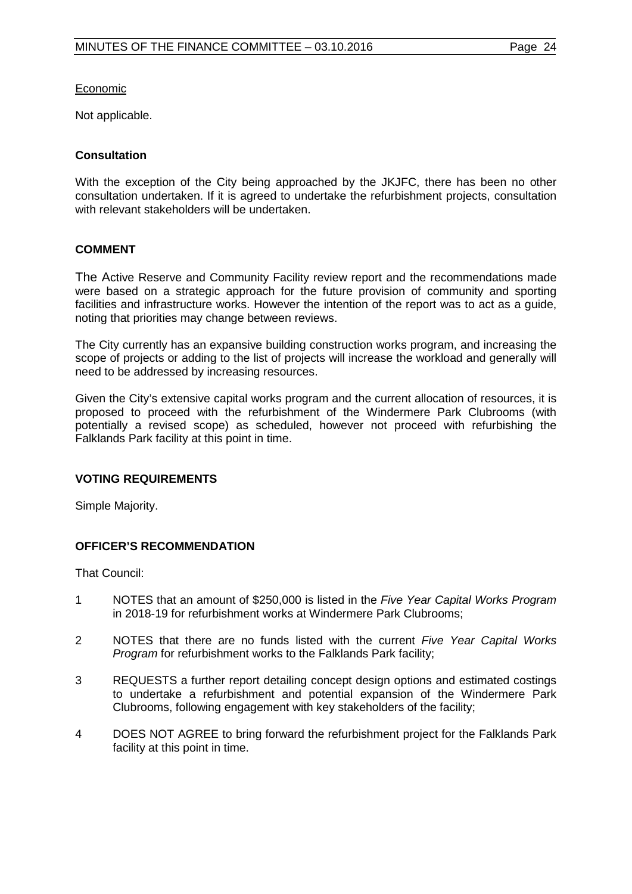<u>Economic</u>

Not applicable.

### Consultation

With the exception of the City being approached by the JKJFC, there has been no other consultation undertaken. If it is agreed to undertake the refurbishment projects, consultation with relevant stakeholders will be undertaken.

## COMMENT

The Active Reserve and Community Facility review report and the recommendations made were based on a strategic approach for the future provision of community and sporting facilities and infrastructure works. However the intention of the report was to act as a guide, noting that priorities may change between reviews.

The City currently has an expansive building construction works program, and increasing the scope of projects or adding to the list of projects will increase the workload and generally will need to be addressed by increasing resources.

Given the City's extensive capital works program and the current allocation of resources, it is proposed to proceed with the refurbishment of the Windermere Park Clubrooms (with potentially a revised scope) as scheduled, however not proceed with refurbishing the Falklands Park facility at this point in time.

## VOTING REQUIREMENTS

Simple Majority.

## OFFICER'S RECOMMENDATION

That Council:

1. NOTES that an amount of $250,000 is listed in the *Five Year Capital Works Program* in 2018-19 for refurbishment works at Windermere Park Clubrooms;
2. NOTES that there are no funds listed with the current *Five Year Capital Works Program* for refurbishment works to the Falklands Park facility;
3. REQUESTS a further report detailing concept design options and estimated costings to undertake a refurbishment and potential expansion of the Windermere Park Clubrooms, following engagement with key stakeholders of the facility;
4. DOES NOT AGREE to bring forward the refurbishment project for the Falklands Park facility at this point in time.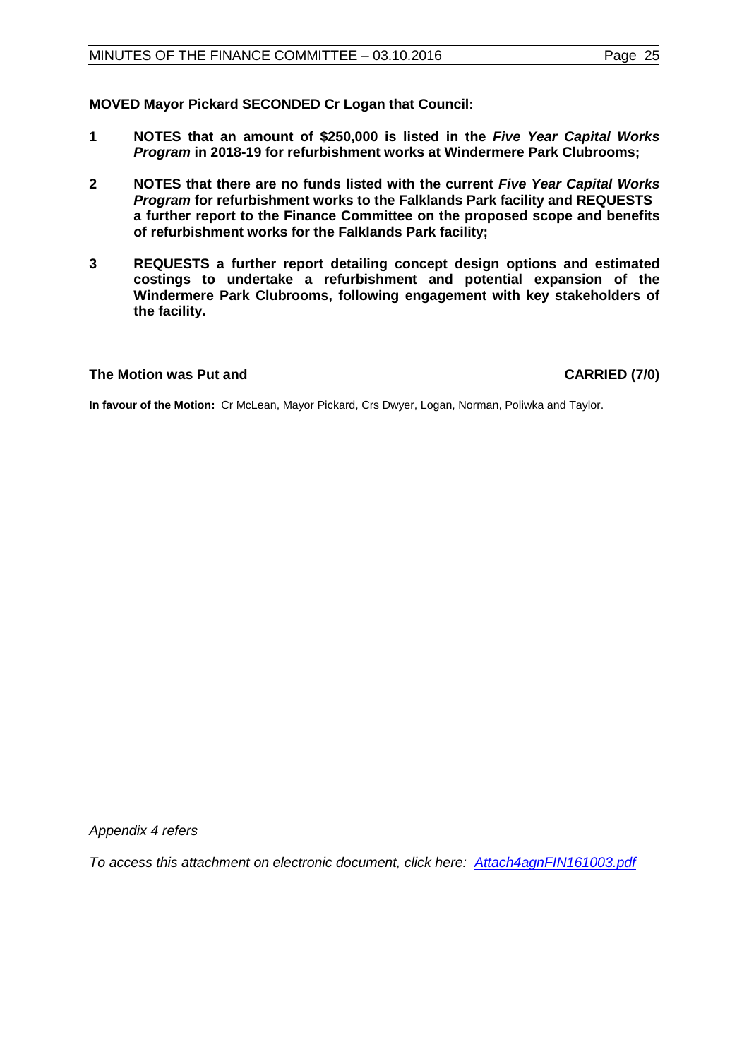**MOVED Mayor Pickard SECONDED Cr Logan that Council:**

**1 NOTES that an amount of $250,000 is listed in the *Five Year Capital Works Program* in 2018-19 for refurbishment works at Windermere Park Clubrooms;**

**2 NOTES that there are no funds listed with the current *Five Year Capital Works Program* for refurbishment works to the Falklands Park facility and REQUESTS a further report to the Finance Committee on the proposed scope and benefits of refurbishment works for the Falklands Park facility;**

**3 REQUESTS a further report detailing concept design options and estimated costings to undertake a refurbishment and potential expansion of the Windermere Park Clubrooms, following engagement with key stakeholders of the facility.**

**The Motion was Put and CARRIED (7/0)**

**In favour of the Motion:** Cr McLean, Mayor Pickard, Crs Dwyer, Logan, Norman, Poliwka and Taylor.

*Appendix 4 refers*

*To access this attachment on electronic document, click here: Attach4agnFIN161003.pdf*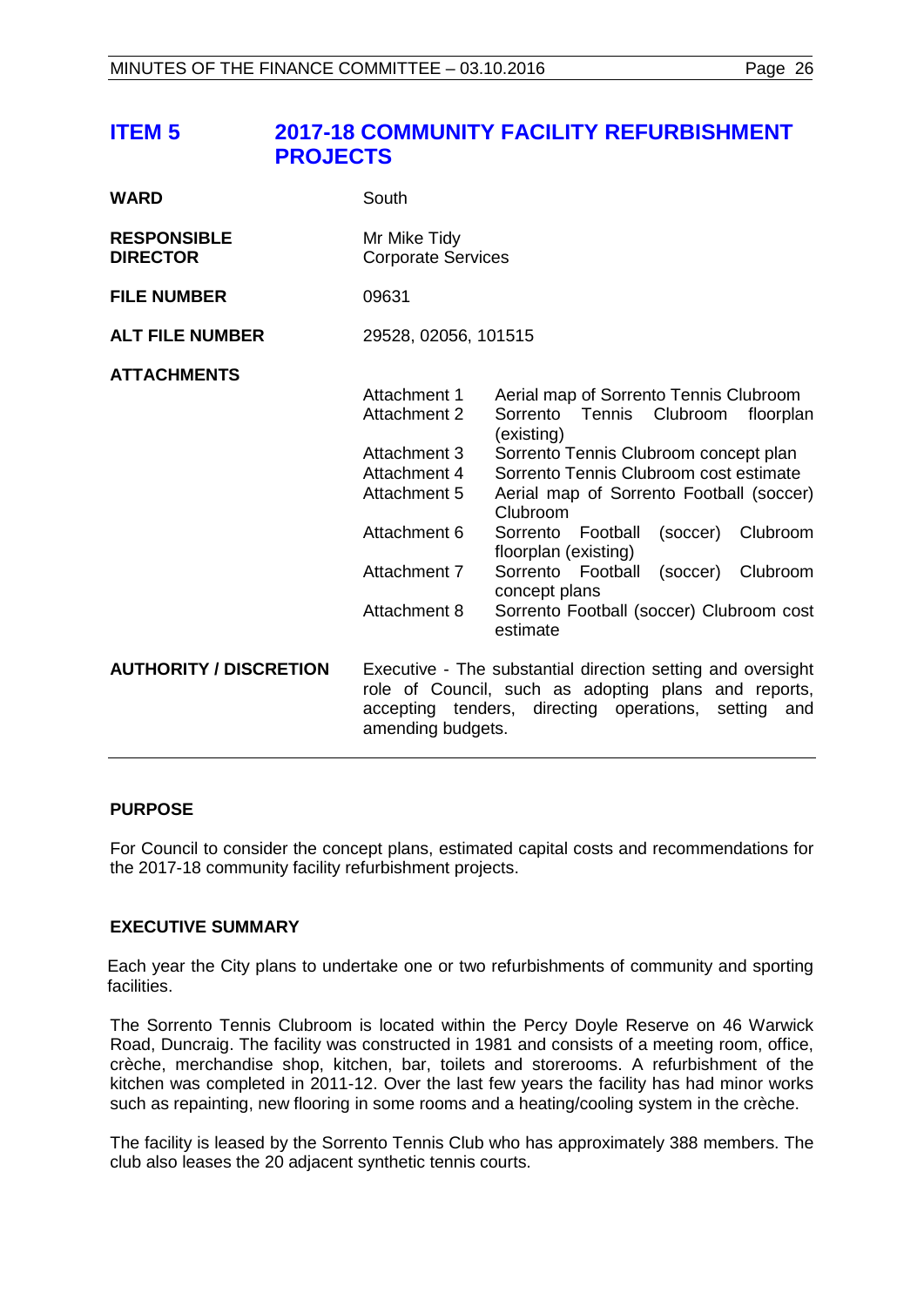## ITEM 5 2017-18 COMMUNITY FACILITY REFURBISHMENT PROJECTS

| | |
|---|---|
| **WARD** | South |
| **RESPONSIBLE DIRECTOR** | Mr Mike Tidy<br>Corporate Services |
| **FILE NUMBER** | 09631 |
| **ALT FILE NUMBER** | 29528, 02056, 101515 |
| **ATTACHMENTS** | Attachment 1 Aerial map of Sorrento Tennis Clubroom<br>Attachment 2 Sorrento Tennis Clubroom floorplan (existing)<br>Attachment 3 Sorrento Tennis Clubroom concept plan<br>Attachment 4 Sorrento Tennis Clubroom cost estimate<br>Attachment 5 Aerial map of Sorrento Football (soccer) Clubroom<br>Attachment 6 Sorrento Football (soccer) Clubroom floorplan (existing)<br>Attachment 7 Sorrento Football (soccer) Clubroom concept plans<br>Attachment 8 Sorrento Football (soccer) Clubroom cost estimate |
| **AUTHORITY / DISCRETION** | Executive - The substantial direction setting and oversight role of Council, such as adopting plans and reports, accepting tenders, directing operations, setting and amending budgets. |

### PURPOSE

For Council to consider the concept plans, estimated capital costs and recommendations for the 2017-18 community facility refurbishment projects.

### EXECUTIVE SUMMARY

Each year the City plans to undertake one or two refurbishments of community and sporting facilities.

The Sorrento Tennis Clubroom is located within the Percy Doyle Reserve on 46 Warwick Road, Duncraig. The facility was constructed in 1981 and consists of a meeting room, office, crèche, merchandise shop, kitchen, bar, toilets and storerooms. A refurbishment of the kitchen was completed in 2011-12. Over the last few years the facility has had minor works such as repainting, new flooring in some rooms and a heating/cooling system in the crèche.

The facility is leased by the Sorrento Tennis Club who has approximately 388 members. The club also leases the 20 adjacent synthetic tennis courts.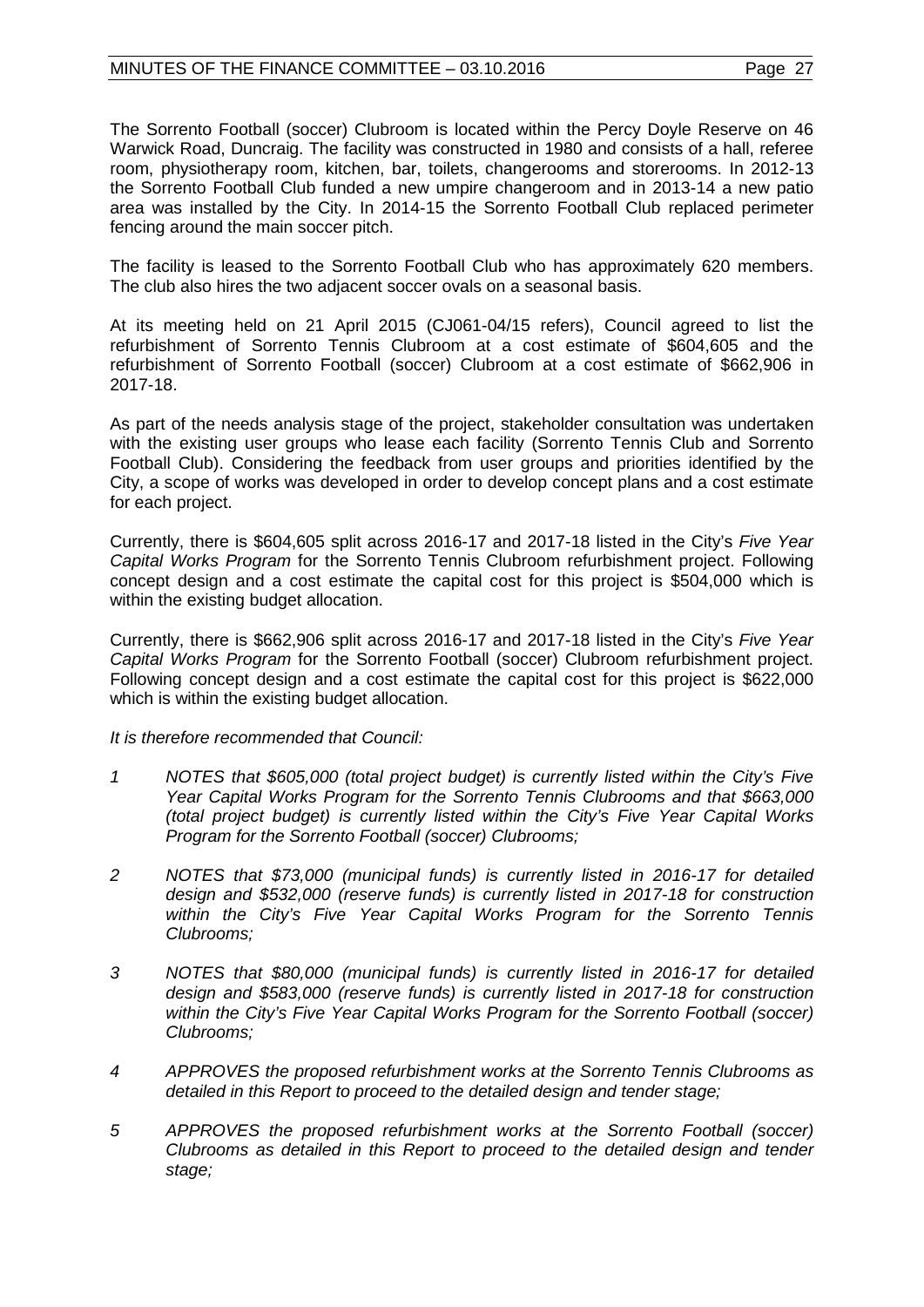The Sorrento Football (soccer) Clubroom is located within the Percy Doyle Reserve on 46 Warwick Road, Duncraig. The facility was constructed in 1980 and consists of a hall, referee room, physiotherapy room, kitchen, bar, toilets, changerooms and storerooms. In 2012-13 the Sorrento Football Club funded a new umpire changeroom and in 2013-14 a new patio area was installed by the City. In 2014-15 the Sorrento Football Club replaced perimeter fencing around the main soccer pitch.

The facility is leased to the Sorrento Football Club who has approximately 620 members. The club also hires the two adjacent soccer ovals on a seasonal basis.

At its meeting held on 21 April 2015 (CJ061-04/15 refers), Council agreed to list the refurbishment of Sorrento Tennis Clubroom at a cost estimate of $604,605 and the refurbishment of Sorrento Football (soccer) Clubroom at a cost estimate of $662,906 in 2017-18.

As part of the needs analysis stage of the project, stakeholder consultation was undertaken with the existing user groups who lease each facility (Sorrento Tennis Club and Sorrento Football Club). Considering the feedback from user groups and priorities identified by the City, a scope of works was developed in order to develop concept plans and a cost estimate for each project.

Currently, there is $604,605 split across 2016-17 and 2017-18 listed in the City's *Five Year Capital Works Program* for the Sorrento Tennis Clubroom refurbishment project. Following concept design and a cost estimate the capital cost for this project is $504,000 which is within the existing budget allocation.

Currently, there is $662,906 split across 2016-17 and 2017-18 listed in the City's *Five Year Capital Works Program* for the Sorrento Football (soccer) Clubroom refurbishment project. Following concept design and a cost estimate the capital cost for this project is $622,000 which is within the existing budget allocation.

*It is therefore recommended that Council:*

1. *NOTES that $605,000 (total project budget) is currently listed within the City's Five Year Capital Works Program for the Sorrento Tennis Clubrooms and that $663,000 (total project budget) is currently listed within the City's Five Year Capital Works Program for the Sorrento Football (soccer) Clubrooms;*
2. *NOTES that $73,000 (municipal funds) is currently listed in 2016-17 for detailed design and $532,000 (reserve funds) is currently listed in 2017-18 for construction within the City's Five Year Capital Works Program for the Sorrento Tennis Clubrooms;*
3. *NOTES that $80,000 (municipal funds) is currently listed in 2016-17 for detailed design and $583,000 (reserve funds) is currently listed in 2017-18 for construction within the City's Five Year Capital Works Program for the Sorrento Football (soccer) Clubrooms;*
4. *APPROVES the proposed refurbishment works at the Sorrento Tennis Clubrooms as detailed in this Report to proceed to the detailed design and tender stage;*
5. *APPROVES the proposed refurbishment works at the Sorrento Football (soccer) Clubrooms as detailed in this Report to proceed to the detailed design and tender stage;*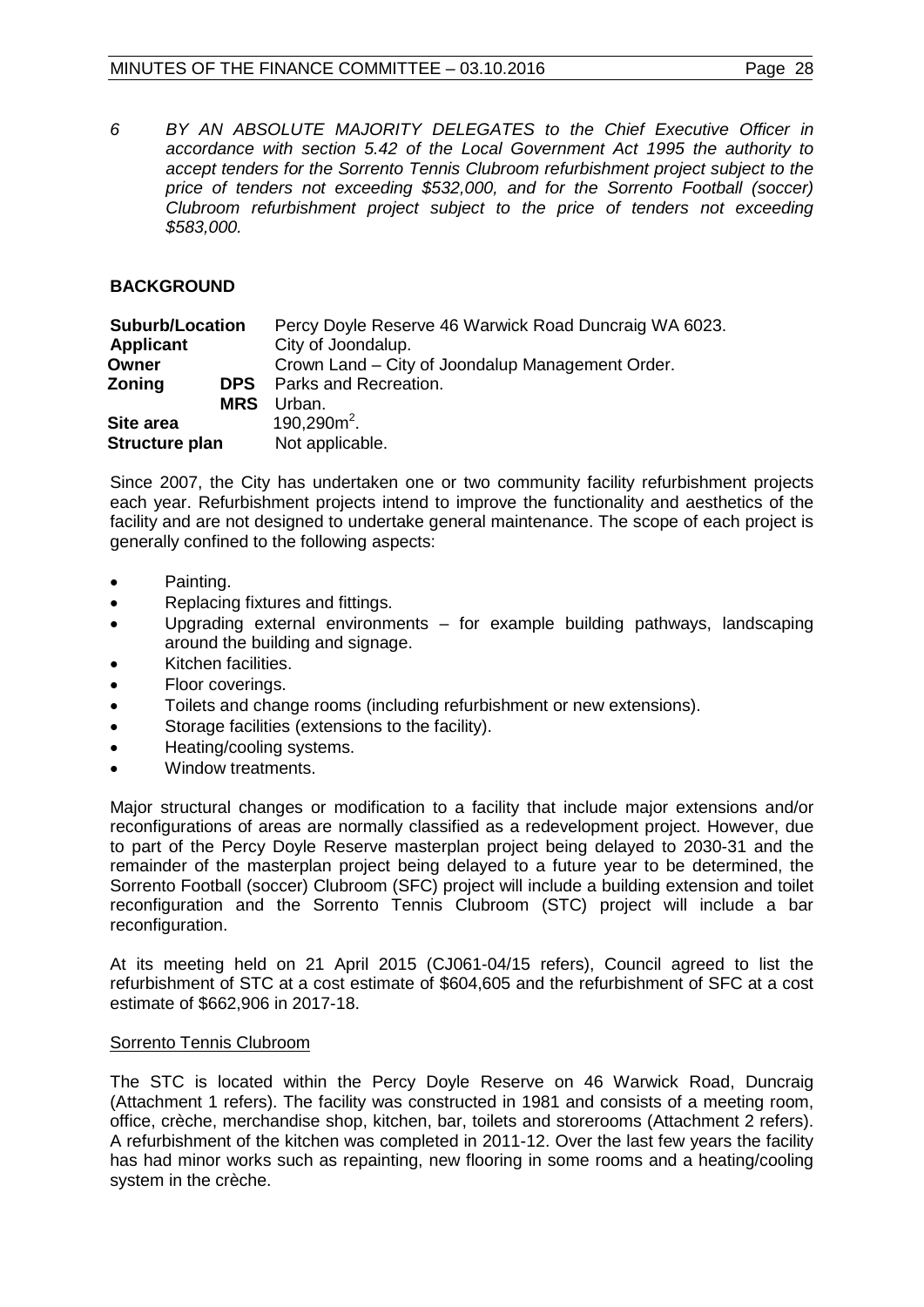*6 BY AN ABSOLUTE MAJORITY DELEGATES to the Chief Executive Officer in accordance with section 5.42 of the Local Government Act 1995 the authority to accept tenders for the Sorrento Tennis Clubroom refurbishment project subject to the price of tenders not exceeding $532,000, and for the Sorrento Football (soccer) Clubroom refurbishment project subject to the price of tenders not exceeding $583,000.*

## BACKGROUND

| | | |
|---|---|---|
| **Suburb/Location** | | Percy Doyle Reserve 46 Warwick Road Duncraig WA 6023. |
| **Applicant** | | City of Joondalup. |
| **Owner** | | Crown Land – City of Joondalup Management Order. |
| **Zoning** | **DPS** | Parks and Recreation. |
| | **MRS** | Urban. |
| **Site area** | | 190,290m$^2$. |
| **Structure plan** | | Not applicable. |

Since 2007, the City has undertaken one or two community facility refurbishment projects each year. Refurbishment projects intend to improve the functionality and aesthetics of the facility and are not designed to undertake general maintenance. The scope of each project is generally confined to the following aspects:

- Painting.
- Replacing fixtures and fittings.
- Upgrading external environments – for example building pathways, landscaping around the building and signage.
- Kitchen facilities.
- Floor coverings.
- Toilets and change rooms (including refurbishment or new extensions).
- Storage facilities (extensions to the facility).
- Heating/cooling systems.
- Window treatments.

Major structural changes or modification to a facility that include major extensions and/or reconfigurations of areas are normally classified as a redevelopment project. However, due to part of the Percy Doyle Reserve masterplan project being delayed to 2030-31 and the remainder of the masterplan project being delayed to a future year to be determined, the Sorrento Football (soccer) Clubroom (SFC) project will include a building extension and toilet reconfiguration and the Sorrento Tennis Clubroom (STC) project will include a bar reconfiguration.

At its meeting held on 21 April 2015 (CJ061-04/15 refers), Council agreed to list the refurbishment of STC at a cost estimate of $604,605 and the refurbishment of SFC at a cost estimate of $662,906 in 2017-18.

<u>Sorrento Tennis Clubroom</u>

The STC is located within the Percy Doyle Reserve on 46 Warwick Road, Duncraig (Attachment 1 refers). The facility was constructed in 1981 and consists of a meeting room, office, crèche, merchandise shop, kitchen, bar, toilets and storerooms (Attachment 2 refers). A refurbishment of the kitchen was completed in 2011-12. Over the last few years the facility has had minor works such as repainting, new flooring in some rooms and a heating/cooling system in the crèche.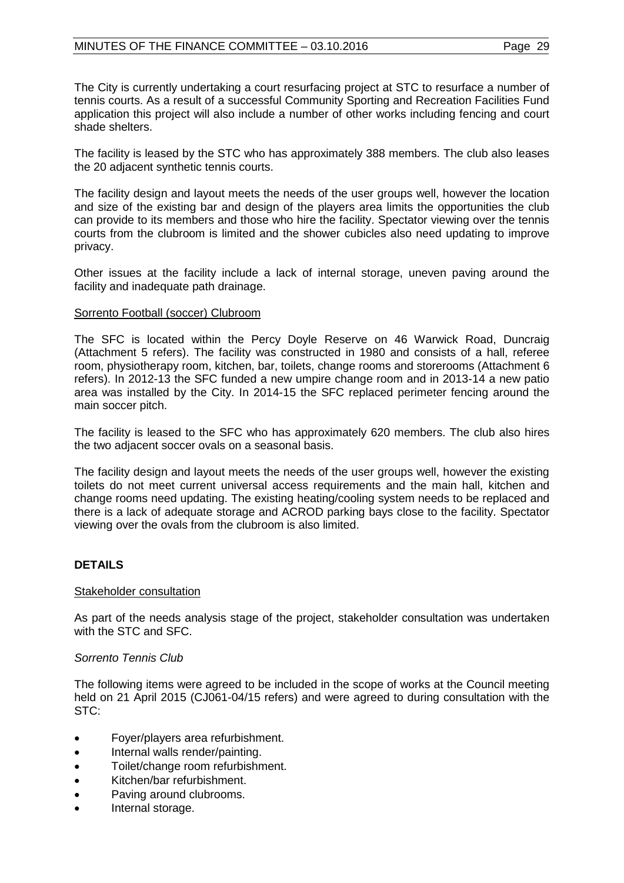The City is currently undertaking a court resurfacing project at STC to resurface a number of tennis courts. As a result of a successful Community Sporting and Recreation Facilities Fund application this project will also include a number of other works including fencing and court shade shelters.

The facility is leased by the STC who has approximately 388 members. The club also leases the 20 adjacent synthetic tennis courts.

The facility design and layout meets the needs of the user groups well, however the location and size of the existing bar and design of the players area limits the opportunities the club can provide to its members and those who hire the facility. Spectator viewing over the tennis courts from the clubroom is limited and the shower cubicles also need updating to improve privacy.

Other issues at the facility include a lack of internal storage, uneven paving around the facility and inadequate path drainage.

<u>Sorrento Football (soccer) Clubroom</u>

The SFC is located within the Percy Doyle Reserve on 46 Warwick Road, Duncraig (Attachment 5 refers). The facility was constructed in 1980 and consists of a hall, referee room, physiotherapy room, kitchen, bar, toilets, change rooms and storerooms (Attachment 6 refers). In 2012-13 the SFC funded a new umpire change room and in 2013-14 a new patio area was installed by the City. In 2014-15 the SFC replaced perimeter fencing around the main soccer pitch.

The facility is leased to the SFC who has approximately 620 members. The club also hires the two adjacent soccer ovals on a seasonal basis.

The facility design and layout meets the needs of the user groups well, however the existing toilets do not meet current universal access requirements and the main hall, kitchen and change rooms need updating. The existing heating/cooling system needs to be replaced and there is a lack of adequate storage and ACROD parking bays close to the facility. Spectator viewing over the ovals from the clubroom is also limited.

## DETAILS

<u>Stakeholder consultation</u>

As part of the needs analysis stage of the project, stakeholder consultation was undertaken with the STC and SFC.

*Sorrento Tennis Club*

The following items were agreed to be included in the scope of works at the Council meeting held on 21 April 2015 (CJ061-04/15 refers) and were agreed to during consultation with the STC:

- Foyer/players area refurbishment.
- Internal walls render/painting.
- Toilet/change room refurbishment.
- Kitchen/bar refurbishment.
- Paving around clubrooms.
- Internal storage.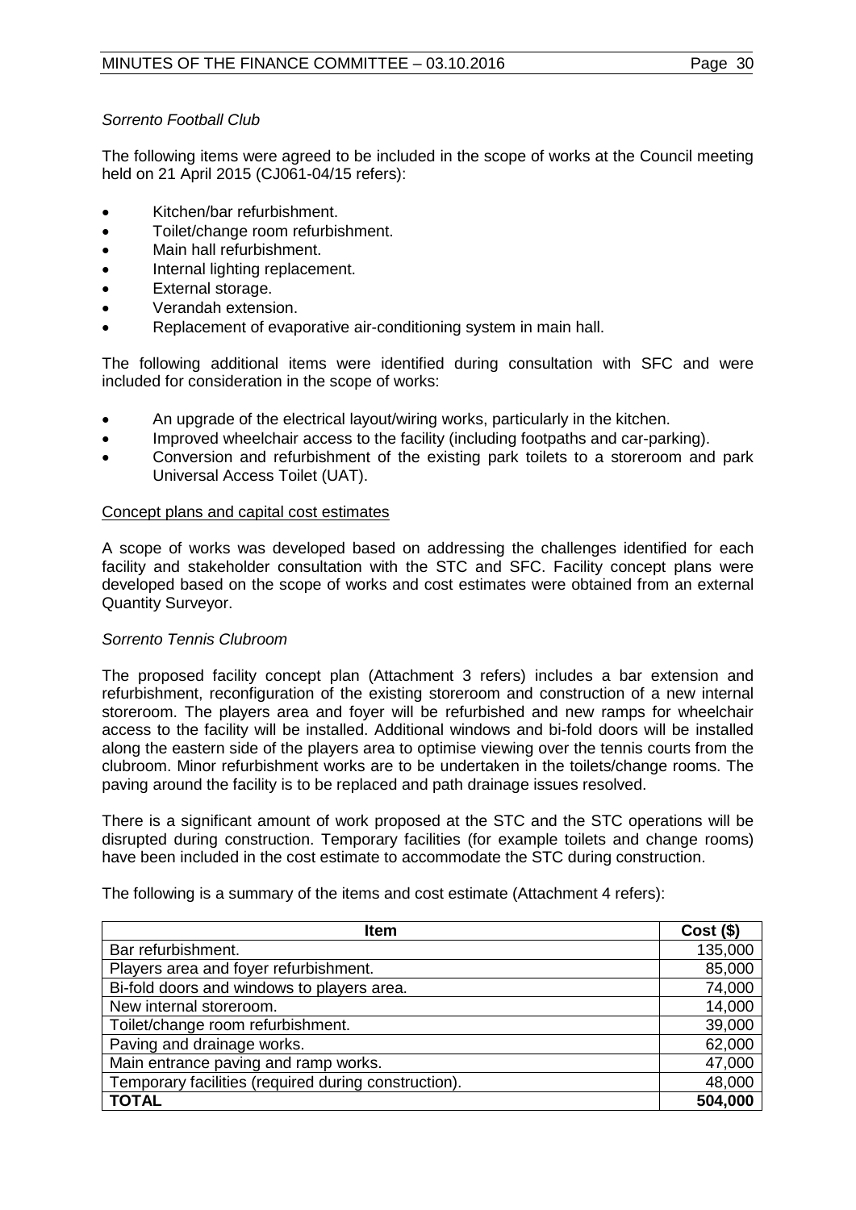*Sorrento Football Club*

The following items were agreed to be included in the scope of works at the Council meeting held on 21 April 2015 (CJ061-04/15 refers):

- Kitchen/bar refurbishment.
- Toilet/change room refurbishment.
- Main hall refurbishment.
- Internal lighting replacement.
- External storage.
- Verandah extension.
- Replacement of evaporative air-conditioning system in main hall.

The following additional items were identified during consultation with SFC and were included for consideration in the scope of works:

- An upgrade of the electrical layout/wiring works, particularly in the kitchen.
- Improved wheelchair access to the facility (including footpaths and car-parking).
- Conversion and refurbishment of the existing park toilets to a storeroom and park Universal Access Toilet (UAT).

Concept plans and capital cost estimates

A scope of works was developed based on addressing the challenges identified for each facility and stakeholder consultation with the STC and SFC. Facility concept plans were developed based on the scope of works and cost estimates were obtained from an external Quantity Surveyor.

*Sorrento Tennis Clubroom*

The proposed facility concept plan (Attachment 3 refers) includes a bar extension and refurbishment, reconfiguration of the existing storeroom and construction of a new internal storeroom. The players area and foyer will be refurbished and new ramps for wheelchair access to the facility will be installed. Additional windows and bi-fold doors will be installed along the eastern side of the players area to optimise viewing over the tennis courts from the clubroom. Minor refurbishment works are to be undertaken in the toilets/change rooms. The paving around the facility is to be replaced and path drainage issues resolved.

There is a significant amount of work proposed at the STC and the STC operations will be disrupted during construction. Temporary facilities (for example toilets and change rooms) have been included in the cost estimate to accommodate the STC during construction.

The following is a summary of the items and cost estimate (Attachment 4 refers):

| Item | Cost ($) |
|---|---|
| Bar refurbishment. | 135,000 |
| Players area and foyer refurbishment. | 85,000 |
| Bi-fold doors and windows to players area. | 74,000 |
| New internal storeroom. | 14,000 |
| Toilet/change room refurbishment. | 39,000 |
| Paving and drainage works. | 62,000 |
| Main entrance paving and ramp works. | 47,000 |
| Temporary facilities (required during construction). | 48,000 |
| **TOTAL** | **504,000** |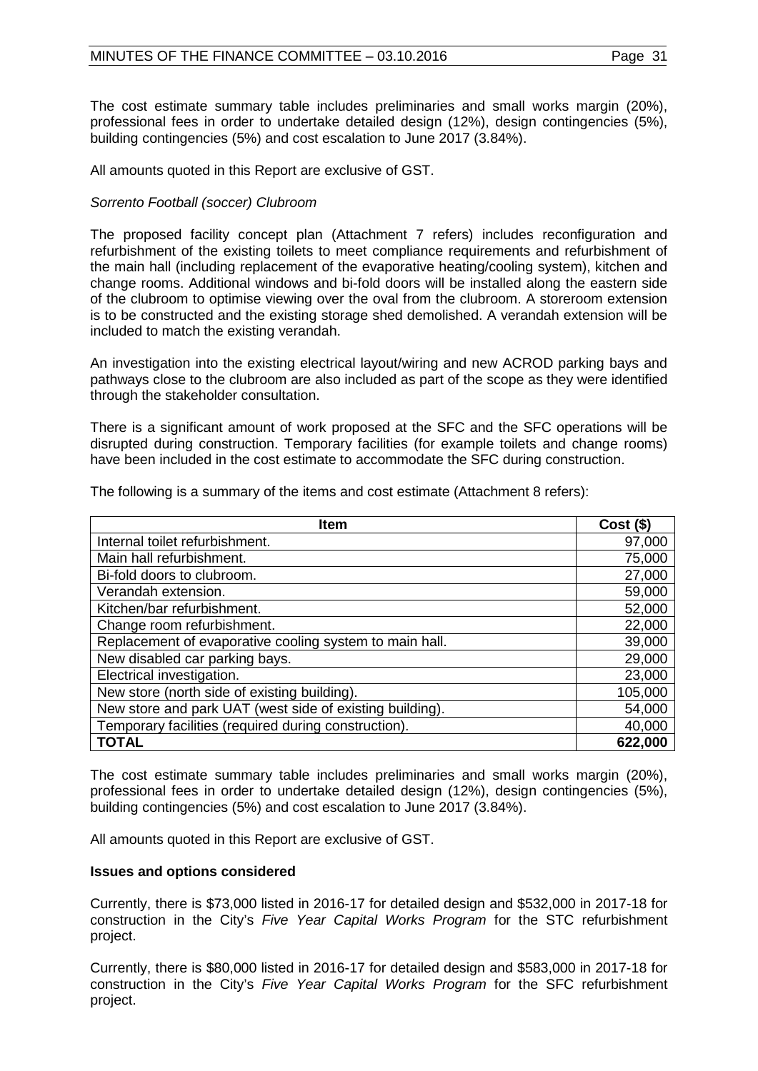The cost estimate summary table includes preliminaries and small works margin (20%), professional fees in order to undertake detailed design (12%), design contingencies (5%), building contingencies (5%) and cost escalation to June 2017 (3.84%).

All amounts quoted in this Report are exclusive of GST.

*Sorrento Football (soccer) Clubroom*

The proposed facility concept plan (Attachment 7 refers) includes reconfiguration and refurbishment of the existing toilets to meet compliance requirements and refurbishment of the main hall (including replacement of the evaporative heating/cooling system), kitchen and change rooms. Additional windows and bi-fold doors will be installed along the eastern side of the clubroom to optimise viewing over the oval from the clubroom. A storeroom extension is to be constructed and the existing storage shed demolished. A verandah extension will be included to match the existing verandah.

An investigation into the existing electrical layout/wiring and new ACROD parking bays and pathways close to the clubroom are also included as part of the scope as they were identified through the stakeholder consultation.

There is a significant amount of work proposed at the SFC and the SFC operations will be disrupted during construction. Temporary facilities (for example toilets and change rooms) have been included in the cost estimate to accommodate the SFC during construction.

The following is a summary of the items and cost estimate (Attachment 8 refers):

| Item | Cost ($) |
|---|---:|
| Internal toilet refurbishment. | 97,000 |
| Main hall refurbishment. | 75,000 |
| Bi-fold doors to clubroom. | 27,000 |
| Verandah extension. | 59,000 |
| Kitchen/bar refurbishment. | 52,000 |
| Change room refurbishment. | 22,000 |
| Replacement of evaporative cooling system to main hall. | 39,000 |
| New disabled car parking bays. | 29,000 |
| Electrical investigation. | 23,000 |
| New store (north side of existing building). | 105,000 |
| New store and park UAT (west side of existing building). | 54,000 |
| Temporary facilities (required during construction). | 40,000 |
| **TOTAL** | **622,000** |

The cost estimate summary table includes preliminaries and small works margin (20%), professional fees in order to undertake detailed design (12%), design contingencies (5%), building contingencies (5%) and cost escalation to June 2017 (3.84%).

All amounts quoted in this Report are exclusive of GST.

**Issues and options considered**

Currently, there is $73,000 listed in 2016-17 for detailed design and $532,000 in 2017-18 for construction in the City's *Five Year Capital Works Program* for the STC refurbishment project.

Currently, there is $80,000 listed in 2016-17 for detailed design and $583,000 in 2017-18 for construction in the City's *Five Year Capital Works Program* for the SFC refurbishment project.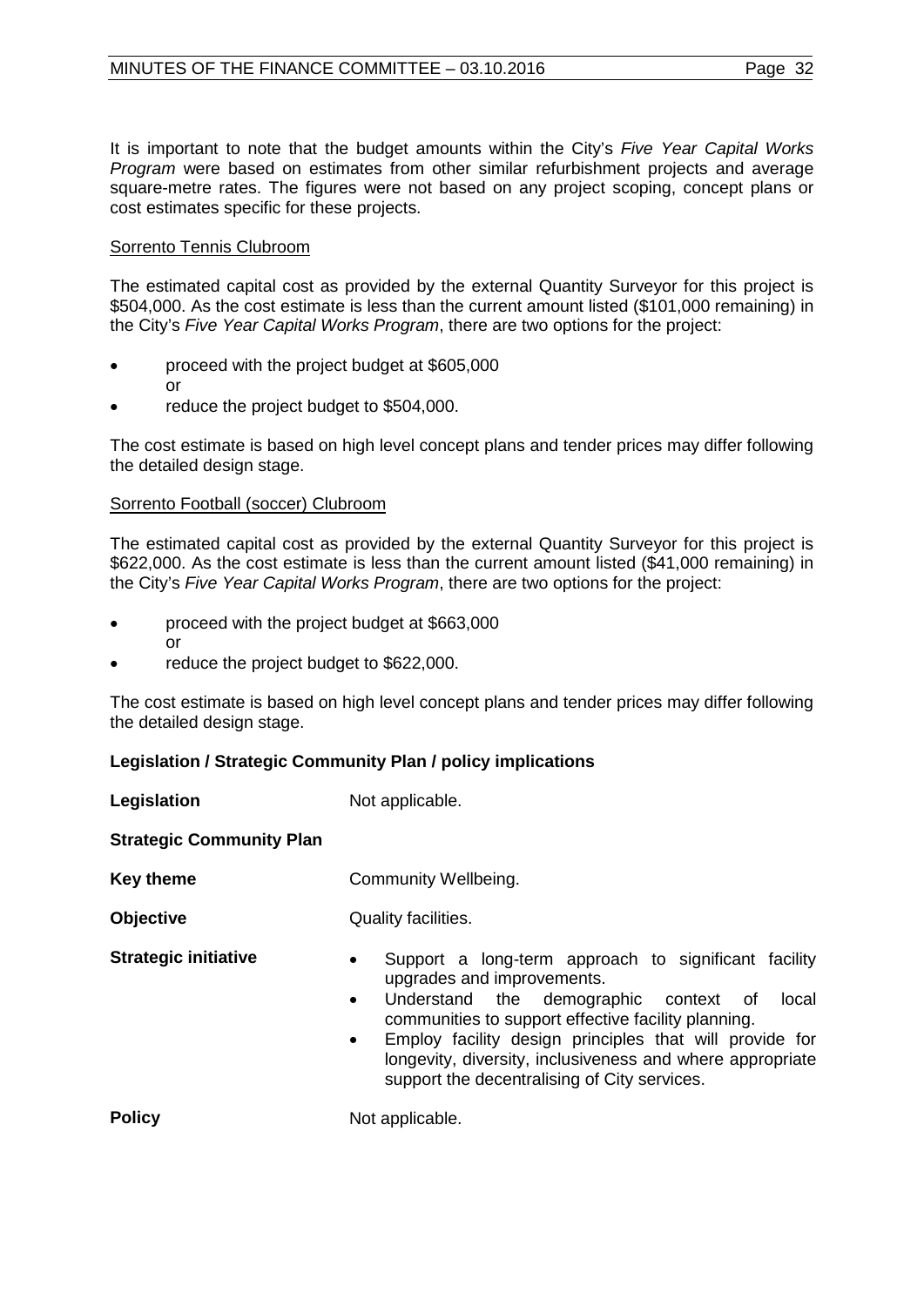It is important to note that the budget amounts within the City's *Five Year Capital Works Program* were based on estimates from other similar refurbishment projects and average square-metre rates. The figures were not based on any project scoping, concept plans or cost estimates specific for these projects.

<u>Sorrento Tennis Clubroom</u>

The estimated capital cost as provided by the external Quantity Surveyor for this project is $504,000. As the cost estimate is less than the current amount listed ($101,000 remaining) in the City's *Five Year Capital Works Program*, there are two options for the project:

- proceed with the project budget at $605,000
  or
- reduce the project budget to $504,000.

The cost estimate is based on high level concept plans and tender prices may differ following the detailed design stage.

<u>Sorrento Football (soccer) Clubroom</u>

The estimated capital cost as provided by the external Quantity Surveyor for this project is $622,000. As the cost estimate is less than the current amount listed ($41,000 remaining) in the City's *Five Year Capital Works Program*, there are two options for the project:

- proceed with the project budget at $663,000
  or
- reduce the project budget to $622,000.

The cost estimate is based on high level concept plans and tender prices may differ following the detailed design stage.

**Legislation / Strategic Community Plan / policy implications**

**Legislation** Not applicable.

**Strategic Community Plan**

**Key theme** Community Wellbeing.

**Objective** Quality facilities.

**Strategic initiative**

- Support a long-term approach to significant facility upgrades and improvements.
- Understand the demographic context of local communities to support effective facility planning.
- Employ facility design principles that will provide for longevity, diversity, inclusiveness and where appropriate support the decentralising of City services.

**Policy** Not applicable.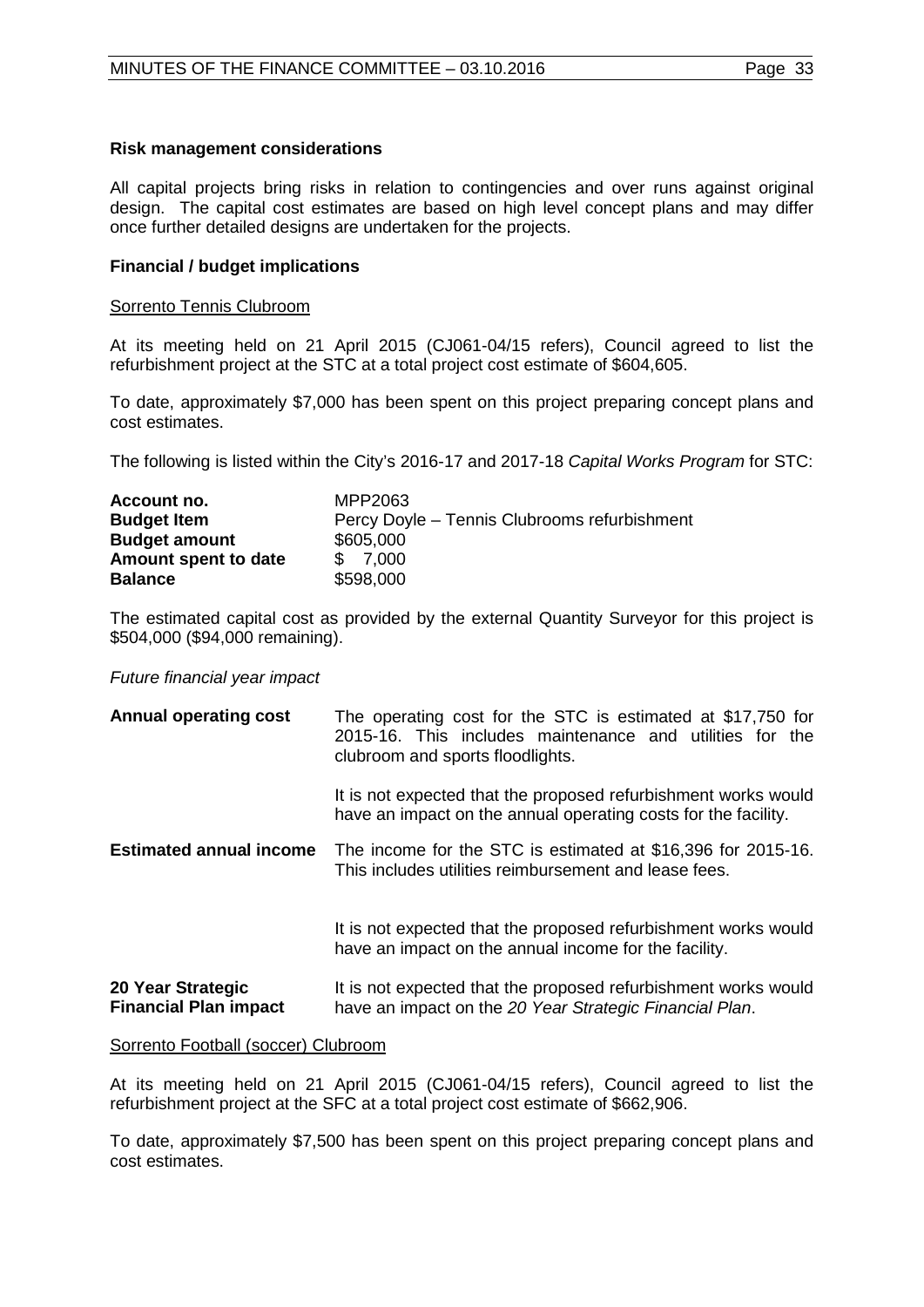**Risk management considerations**

All capital projects bring risks in relation to contingencies and over runs against original design. The capital cost estimates are based on high level concept plans and may differ once further detailed designs are undertaken for the projects.

**Financial / budget implications**

Sorrento Tennis Clubroom

At its meeting held on 21 April 2015 (CJ061-04/15 refers), Council agreed to list the refurbishment project at the STC at a total project cost estimate of $604,605.

To date, approximately $7,000 has been spent on this project preparing concept plans and cost estimates.

The following is listed within the City's 2016-17 and 2017-18 *Capital Works Program* for STC:

| | |
|---|---|
| **Account no.** | MPP2063 |
| **Budget Item** | Percy Doyle – Tennis Clubrooms refurbishment |
| **Budget amount** | $605,000 |
| **Amount spent to date** | $ 7,000 |
| **Balance** | $598,000 |

The estimated capital cost as provided by the external Quantity Surveyor for this project is $504,000 ($94,000 remaining).

*Future financial year impact*

| | |
|---|---|
| **Annual operating cost** | The operating cost for the STC is estimated at $17,750 for 2015-16. This includes maintenance and utilities for the clubroom and sports floodlights.<br><br>It is not expected that the proposed refurbishment works would have an impact on the annual operating costs for the facility. |
| **Estimated annual income** | The income for the STC is estimated at $16,396 for 2015-16. This includes utilities reimbursement and lease fees.<br><br>It is not expected that the proposed refurbishment works would have an impact on the annual income for the facility. |
| **20 Year Strategic Financial Plan impact** | It is not expected that the proposed refurbishment works would have an impact on the *20 Year Strategic Financial Plan*. |

Sorrento Football (soccer) Clubroom

At its meeting held on 21 April 2015 (CJ061-04/15 refers), Council agreed to list the refurbishment project at the SFC at a total project cost estimate of $662,906.

To date, approximately $7,500 has been spent on this project preparing concept plans and cost estimates.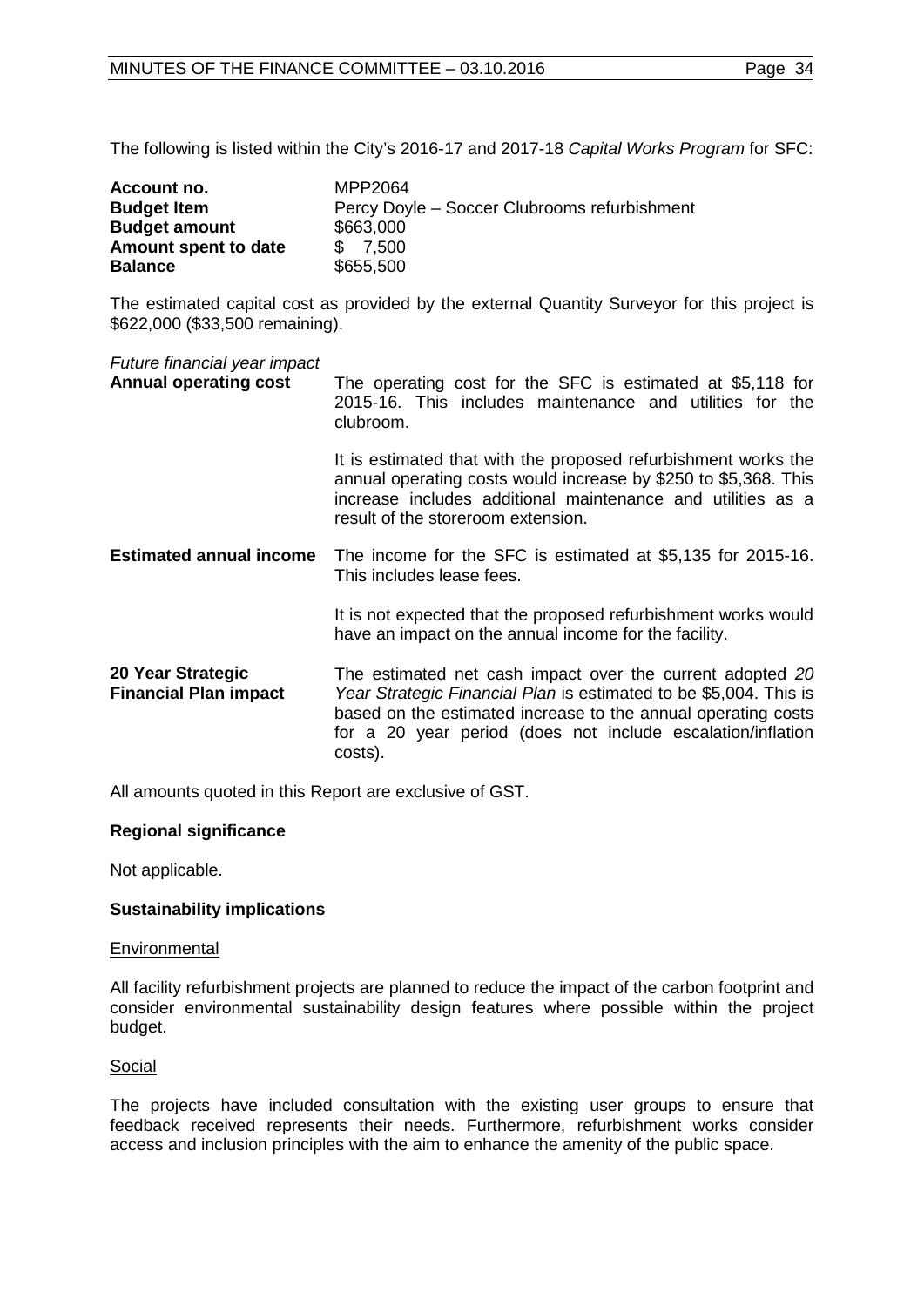The following is listed within the City's 2016-17 and 2017-18 *Capital Works Program* for SFC:

| | |
|---|---|
| **Account no.** | MPP2064 |
| **Budget Item** | Percy Doyle – Soccer Clubrooms refurbishment |
| **Budget amount** | $663,000 |
| **Amount spent to date** | $ 7,500 |
| **Balance** | $655,500 |

The estimated capital cost as provided by the external Quantity Surveyor for this project is $622,000 ($33,500 remaining).

*Future financial year impact*

**Annual operating cost**

The operating cost for the SFC is estimated at $5,118 for 2015-16. This includes maintenance and utilities for the clubroom.

It is estimated that with the proposed refurbishment works the annual operating costs would increase by $250 to $5,368. This increase includes additional maintenance and utilities as a result of the storeroom extension.

**Estimated annual income**

The income for the SFC is estimated at $5,135 for 2015-16. This includes lease fees.

It is not expected that the proposed refurbishment works would have an impact on the annual income for the facility.

**20 Year Strategic Financial Plan impact**

The estimated net cash impact over the current adopted *20 Year Strategic Financial Plan* is estimated to be $5,004. This is based on the estimated increase to the annual operating costs for a 20 year period (does not include escalation/inflation costs).

All amounts quoted in this Report are exclusive of GST.

### Regional significance

Not applicable.

### Sustainability implications

Environmental

All facility refurbishment projects are planned to reduce the impact of the carbon footprint and consider environmental sustainability design features where possible within the project budget.

Social

The projects have included consultation with the existing user groups to ensure that feedback received represents their needs. Furthermore, refurbishment works consider access and inclusion principles with the aim to enhance the amenity of the public space.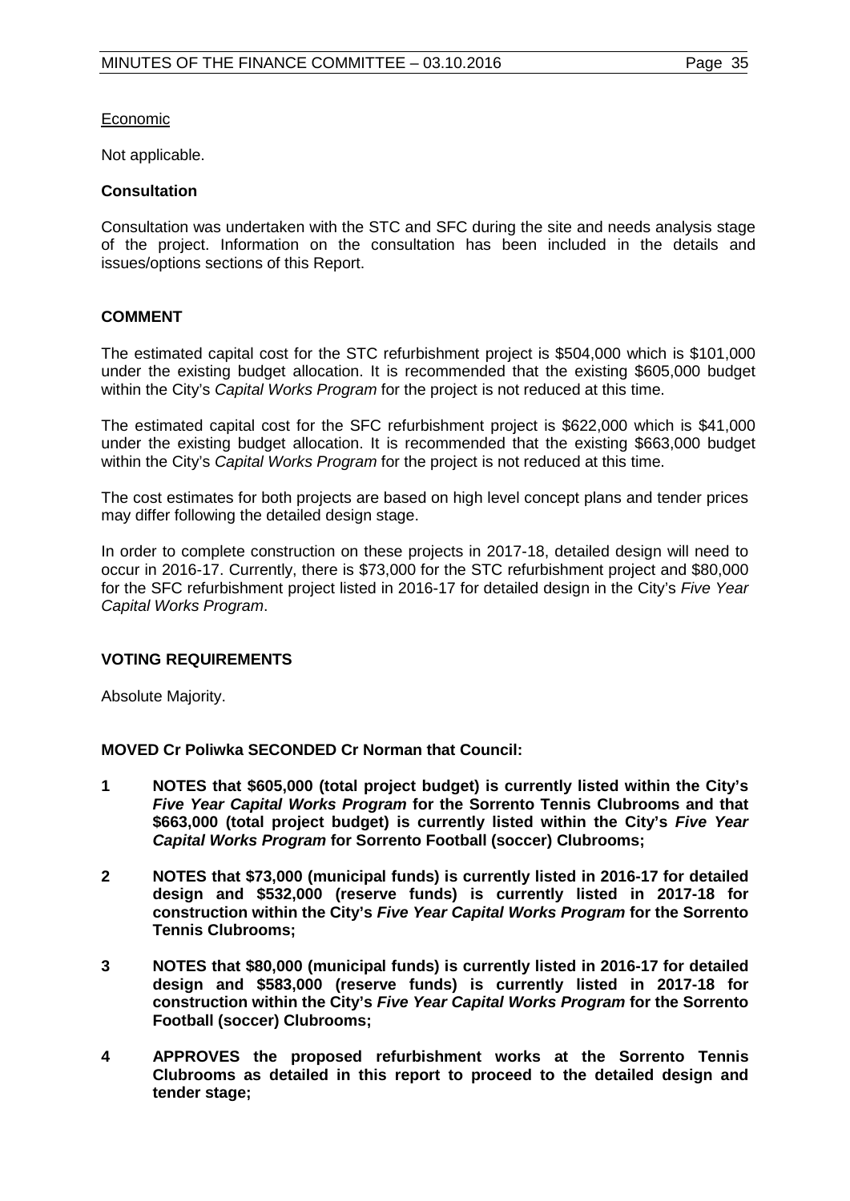Economic

Not applicable.

**Consultation**

Consultation was undertaken with the STC and SFC during the site and needs analysis stage of the project. Information on the consultation has been included in the details and issues/options sections of this Report.

**COMMENT**

The estimated capital cost for the STC refurbishment project is $504,000 which is $101,000 under the existing budget allocation. It is recommended that the existing $605,000 budget within the City's *Capital Works Program* for the project is not reduced at this time.

The estimated capital cost for the SFC refurbishment project is $622,000 which is $41,000 under the existing budget allocation. It is recommended that the existing $663,000 budget within the City's *Capital Works Program* for the project is not reduced at this time.

The cost estimates for both projects are based on high level concept plans and tender prices may differ following the detailed design stage.

In order to complete construction on these projects in 2017-18, detailed design will need to occur in 2016-17. Currently, there is $73,000 for the STC refurbishment project and $80,000 for the SFC refurbishment project listed in 2016-17 for detailed design in the City's *Five Year Capital Works Program*.

**VOTING REQUIREMENTS**

Absolute Majority.

**MOVED Cr Poliwka SECONDED Cr Norman that Council:**

**1 NOTES that $605,000 (total project budget) is currently listed within the City's *Five Year Capital Works Program* for the Sorrento Tennis Clubrooms and that $663,000 (total project budget) is currently listed within the City's *Five Year Capital Works Program* for Sorrento Football (soccer) Clubrooms;**

**2 NOTES that $73,000 (municipal funds) is currently listed in 2016-17 for detailed design and $532,000 (reserve funds) is currently listed in 2017-18 for construction within the City's *Five Year Capital Works Program* for the Sorrento Tennis Clubrooms;**

**3 NOTES that $80,000 (municipal funds) is currently listed in 2016-17 for detailed design and $583,000 (reserve funds) is currently listed in 2017-18 for construction within the City's *Five Year Capital Works Program* for the Sorrento Football (soccer) Clubrooms;**

**4 APPROVES the proposed refurbishment works at the Sorrento Tennis Clubrooms as detailed in this report to proceed to the detailed design and tender stage;**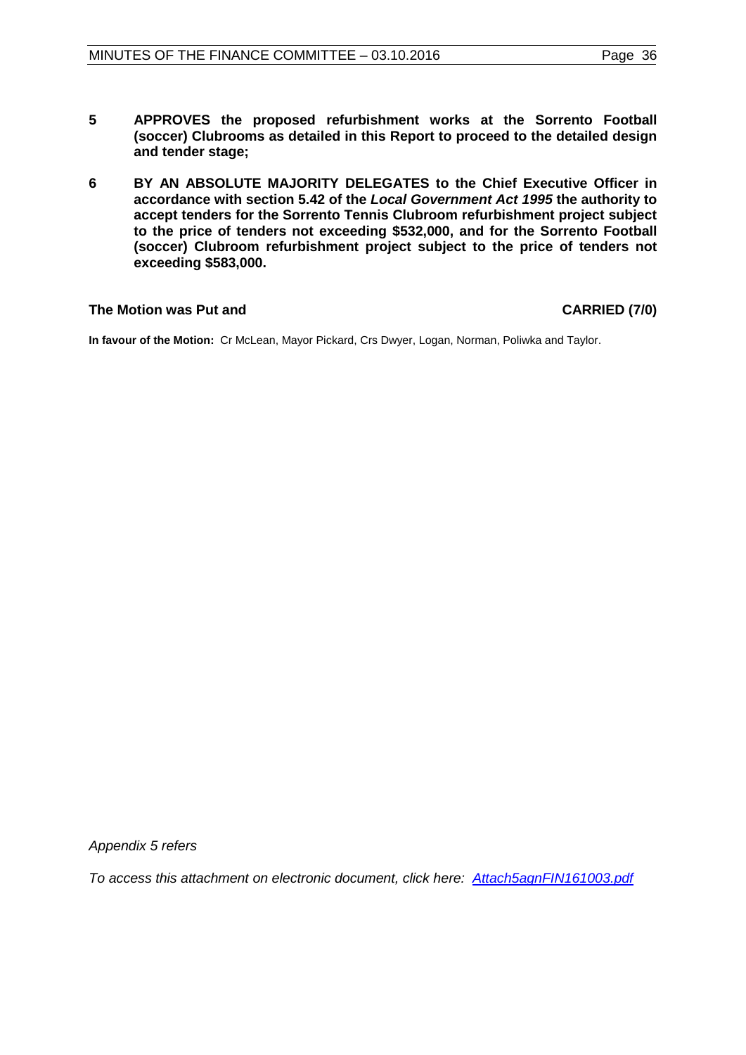**5 APPROVES the proposed refurbishment works at the Sorrento Football (soccer) Clubrooms as detailed in this Report to proceed to the detailed design and tender stage;**

**6 BY AN ABSOLUTE MAJORITY DELEGATES to the Chief Executive Officer in accordance with section 5.42 of the *Local Government Act 1995* the authority to accept tenders for the Sorrento Tennis Clubroom refurbishment project subject to the price of tenders not exceeding $532,000, and for the Sorrento Football (soccer) Clubroom refurbishment project subject to the price of tenders not exceeding $583,000.**

**The Motion was Put and CARRIED (7/0)**

**In favour of the Motion:** Cr McLean, Mayor Pickard, Crs Dwyer, Logan, Norman, Poliwka and Taylor.

*Appendix 5 refers*

*To access this attachment on electronic document, click here: Attach5agnFIN161003.pdf*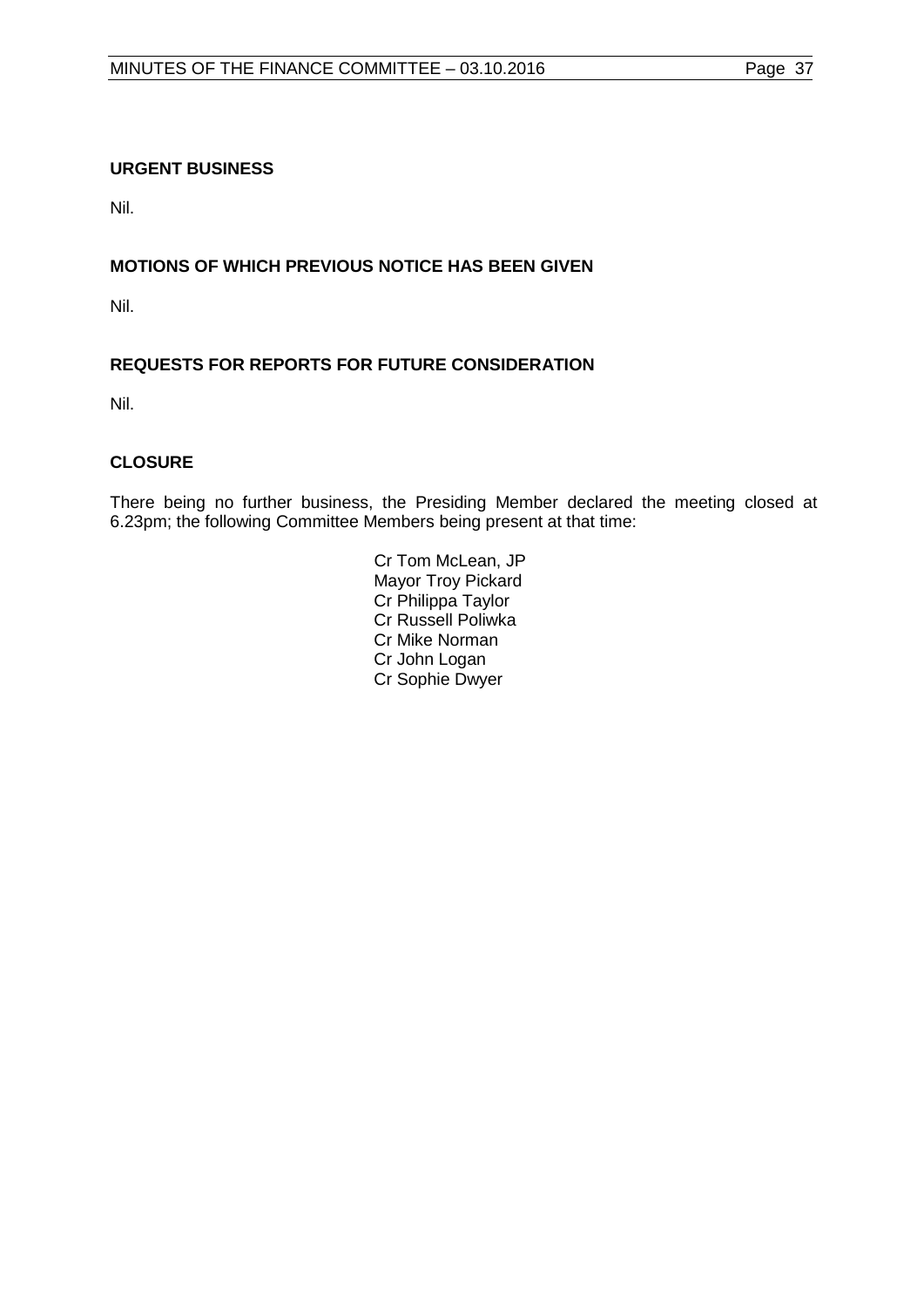**URGENT BUSINESS**

Nil.

**MOTIONS OF WHICH PREVIOUS NOTICE HAS BEEN GIVEN**

Nil.

**REQUESTS FOR REPORTS FOR FUTURE CONSIDERATION**

Nil.

**CLOSURE**

There being no further business, the Presiding Member declared the meeting closed at 6.23pm; the following Committee Members being present at that time:

Cr Tom McLean, JP
Mayor Troy Pickard
Cr Philippa Taylor
Cr Russell Poliwka
Cr Mike Norman
Cr John Logan
Cr Sophie Dwyer